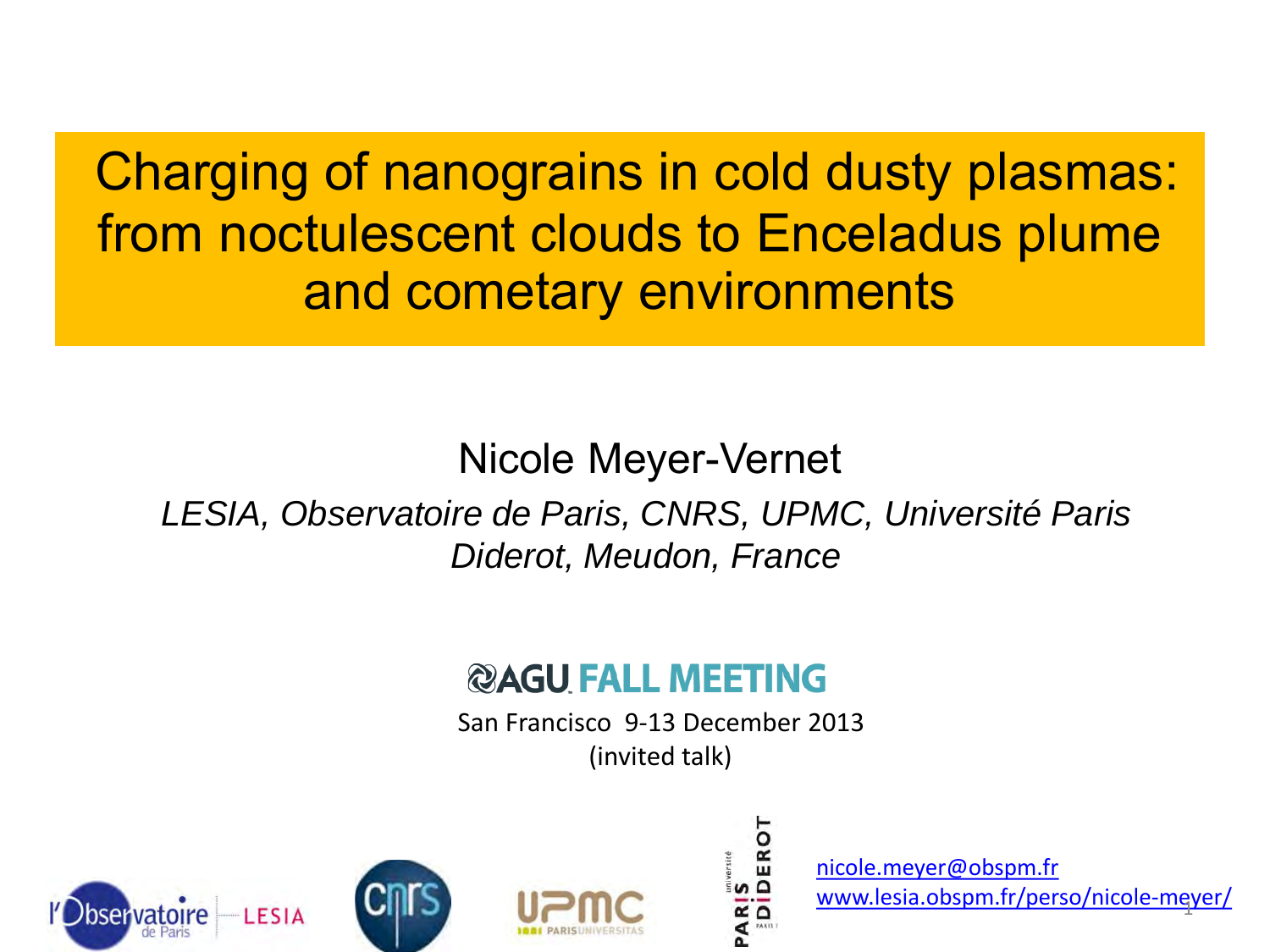# Charging of nanograins in cold dusty plasmas: from noctulescent clouds to Enceladus plume and cometary environments

Nicole Meyer-Vernet

*LESIA, Observatoire de Paris, CNRS, UPMC, Université Paris Diderot, Meudon, France*

AGU FALL MEETING

San Francisco 9-13 December 2013

(invited talk)

nicole.meyer@obspm.fr

www.lesia.obspm.fr/perso/nicole-meyer/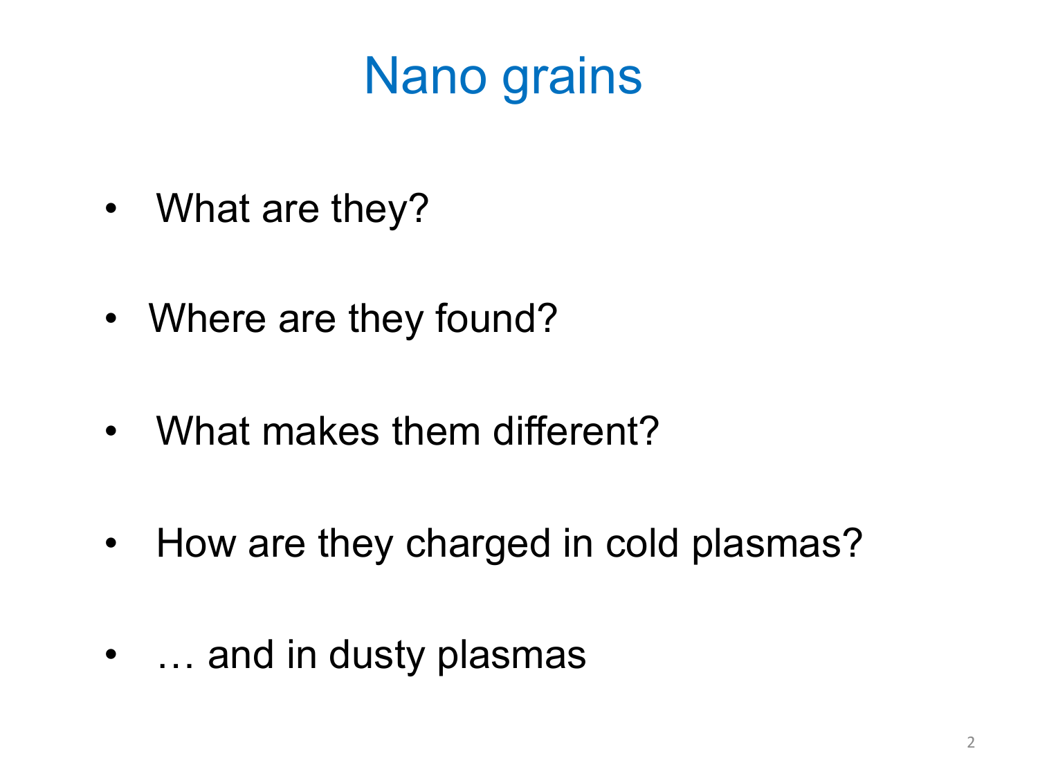# Nano grains

- What are they?
- Where are they found?
- What makes them different?
- How are they charged in cold plasmas?
- … and in dusty plasmas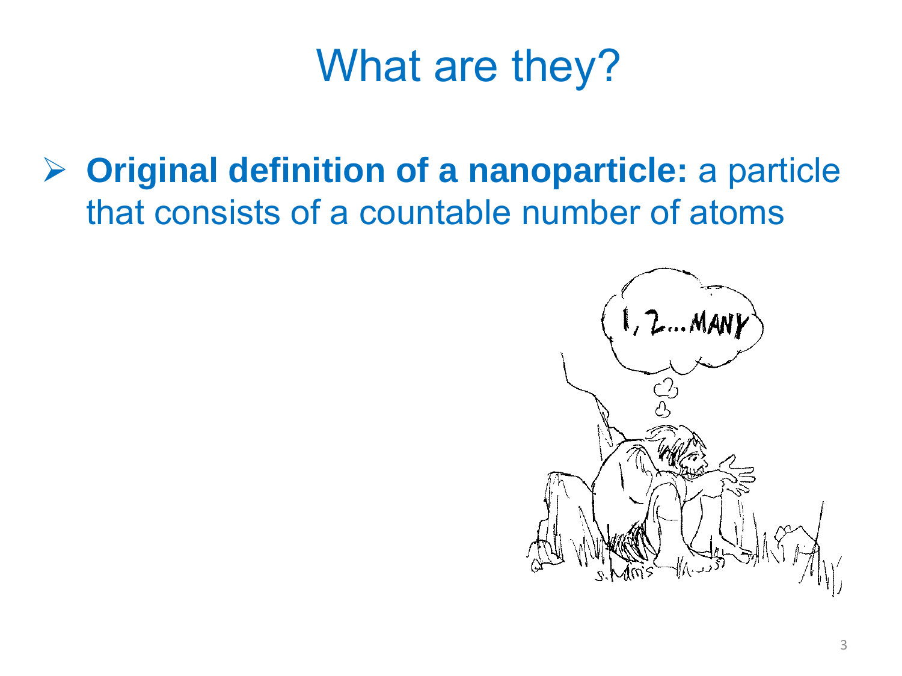# What are they?

- **Original definition of a nanoparticle:** a particle that consists of a countable number of atoms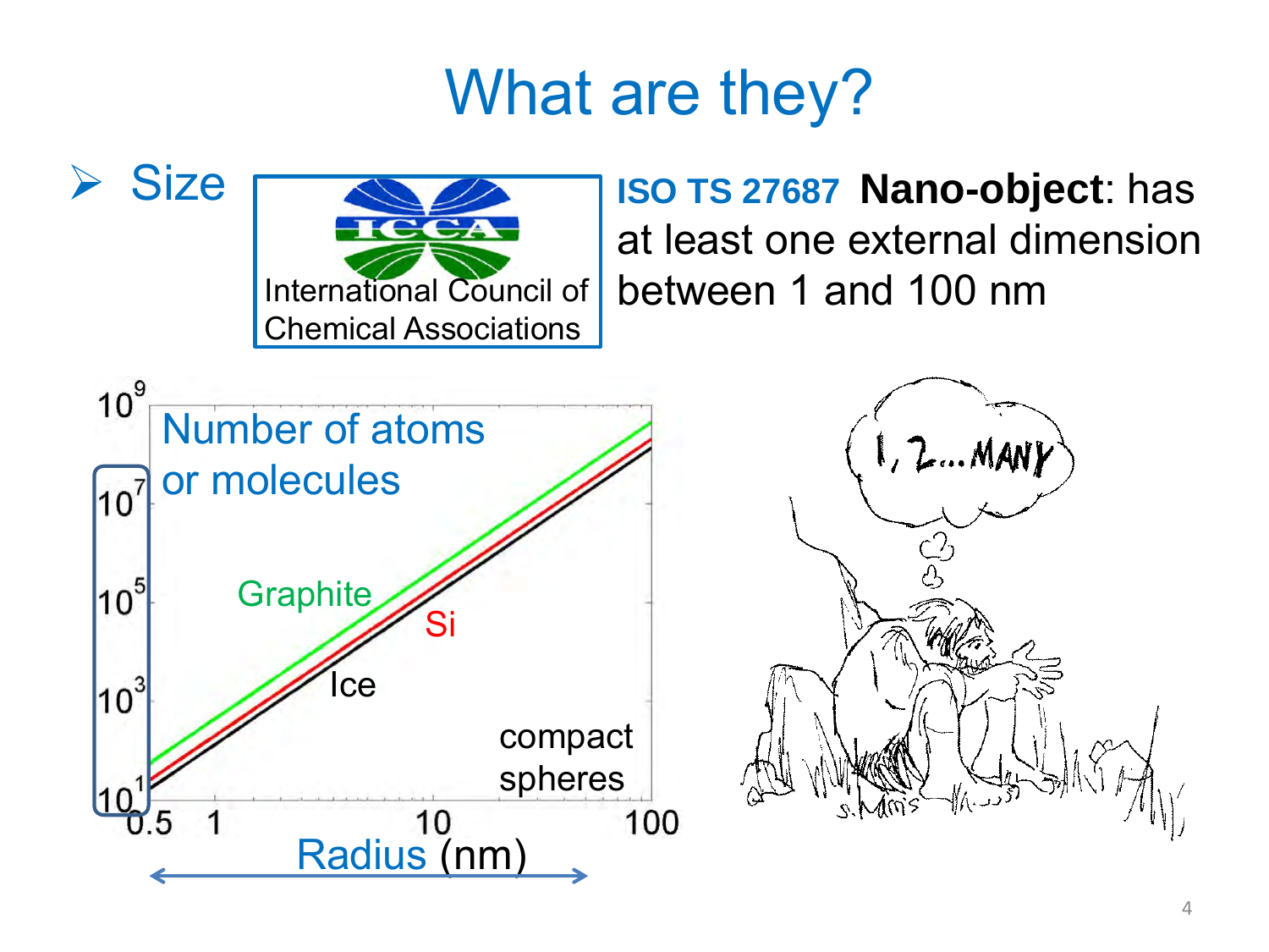# What are they?

- Size

International Council of Chemical Associations

**ISO TS 27687** **Nano-object**: has at least one external dimension between 1 and 100 nm

Number of atoms or molecules

Graphite

Si

Ice

compact spheres

Radius (nm)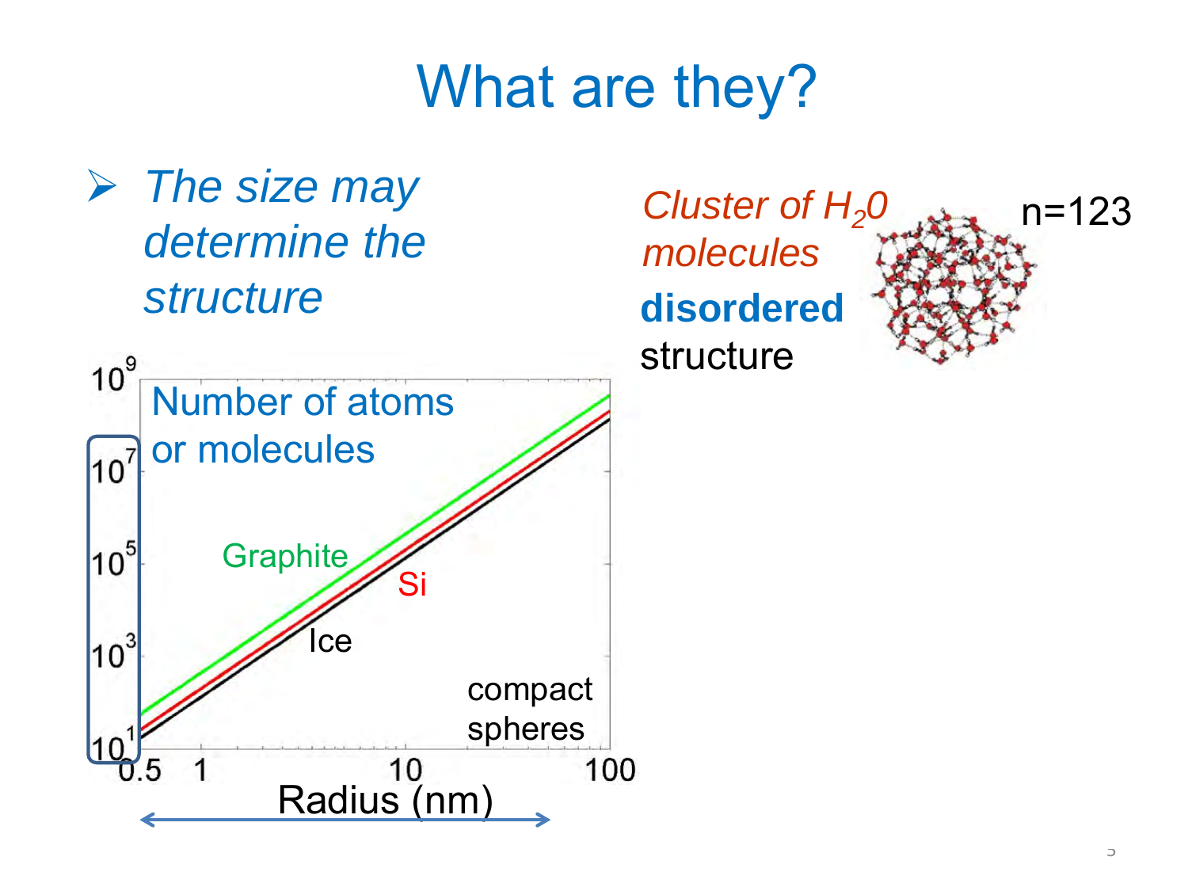# What are they?

- *The size may determine the structure*

*Cluster of $H_2O$ molecules*

**disordered** structure

n=123

Number of atoms or molecules

Graphite

Si

Ice

compact spheres

Radius (nm)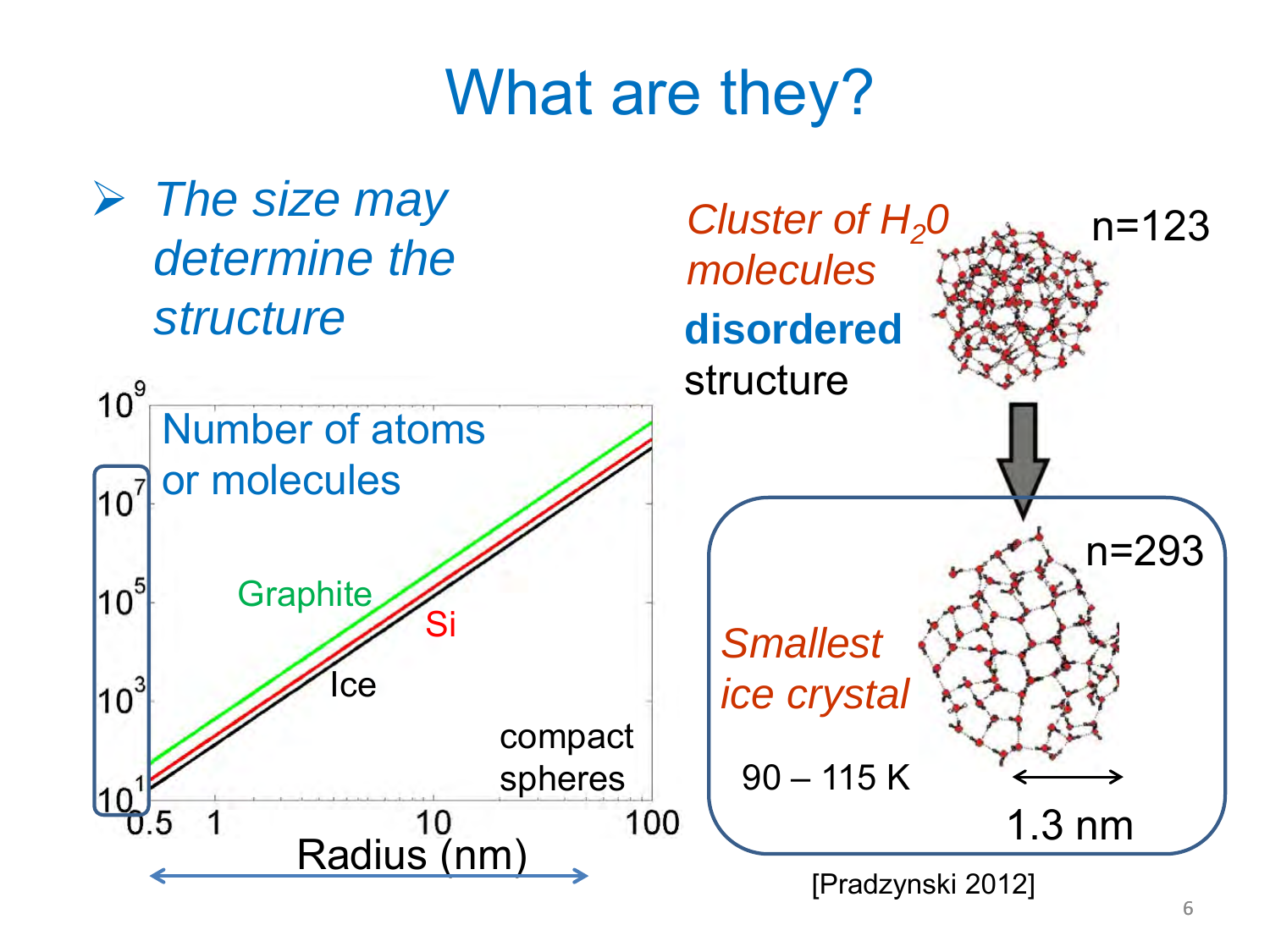# What are they?

- *The size may determine the structure*

Number of atoms or molecules

Graphite

Si

Ice

compact spheres

$10^1$ $10^3$ $10^5$ $10^7$ $10^9$

0.5 1 10 100

Radius (nm)

*Cluster of $H_2O$ molecules*

**disordered** structure

n=123

n=293

*Smallest ice crystal*

90 – 115 K

1.3 nm

[Pradzynski 2012]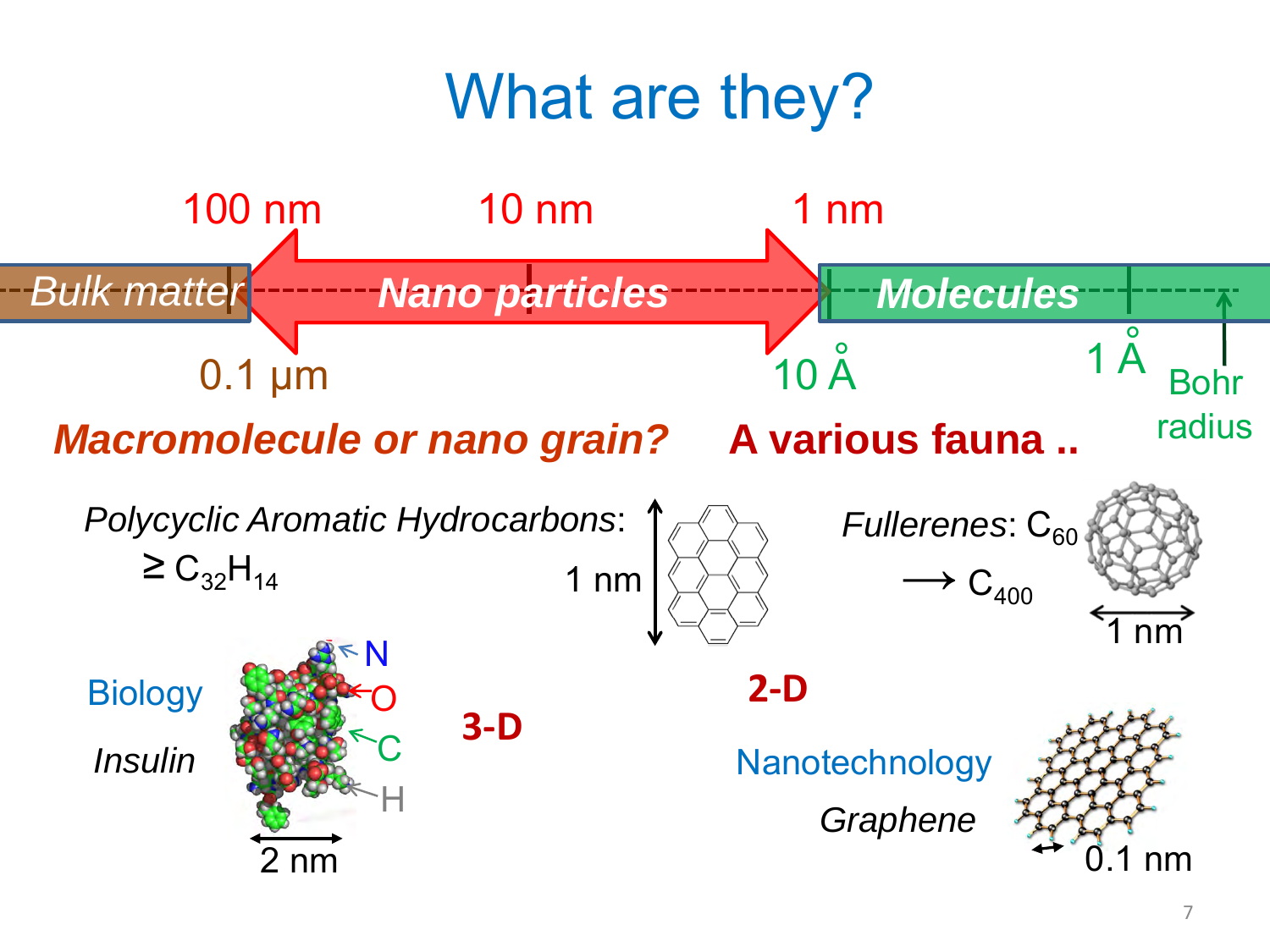# What are they?

100 nm | 10 nm | 1 nm

Bulk matter | Nano particles | Molecules

0.1 µm | 10 Å | 1 Å | Bohr radius

***Macromolecule or nano grain?*** **A various fauna ..**

*Polycyclic Aromatic Hydrocarbons*: $\geq C_{32}H_{14}$

1 nm

*Fullerenes*: $C_{60}$ $\longrightarrow C_{400}$

1 nm

Biology

*Insulin*

N, O, C, H

2 nm

**3-D**

**2-D**

Nanotechnology

*Graphene*

0.1 nm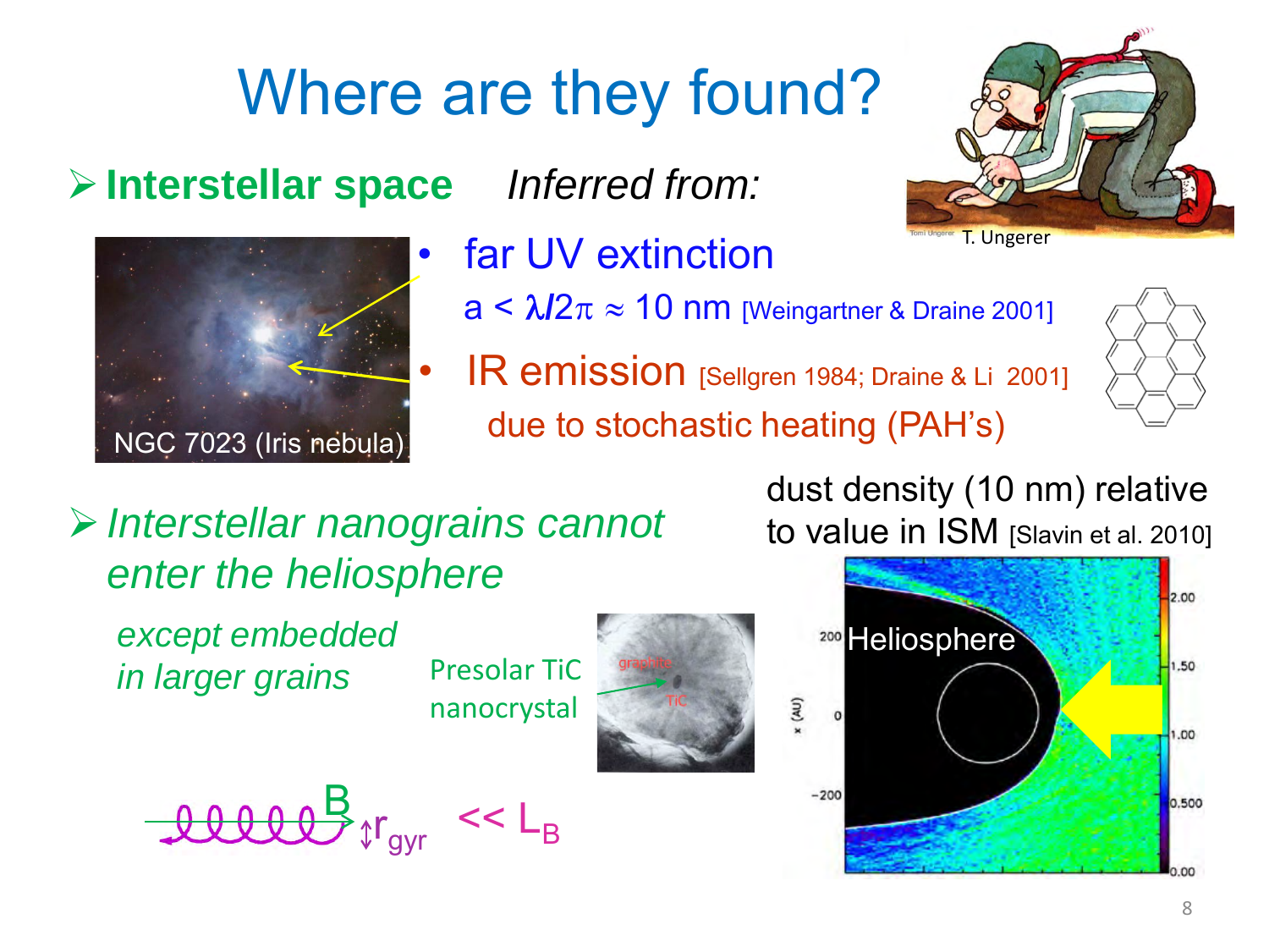# Where are they found?

- **Interstellar space** *Inferred from:*

NGC 7023 (Iris nebula)

T. Ungerer

- far UV extinction
  $a < \lambda/2\pi \approx 10$ nm [Weingartner & Draine 2001]
- IR emission [Sellgren 1984; Draine & Li 2001]
  due to stochastic heating (PAH's)

- *Interstellar nanograins cannot enter the heliosphere*

  *except embedded in larger grains*

Presolar TiC nanocrystal

graphite

TiC

$B$ $r_{gyr} \ll L_B$

dust density (10 nm) relative to value in ISM [Slavin et al. 2010]

Heliosphere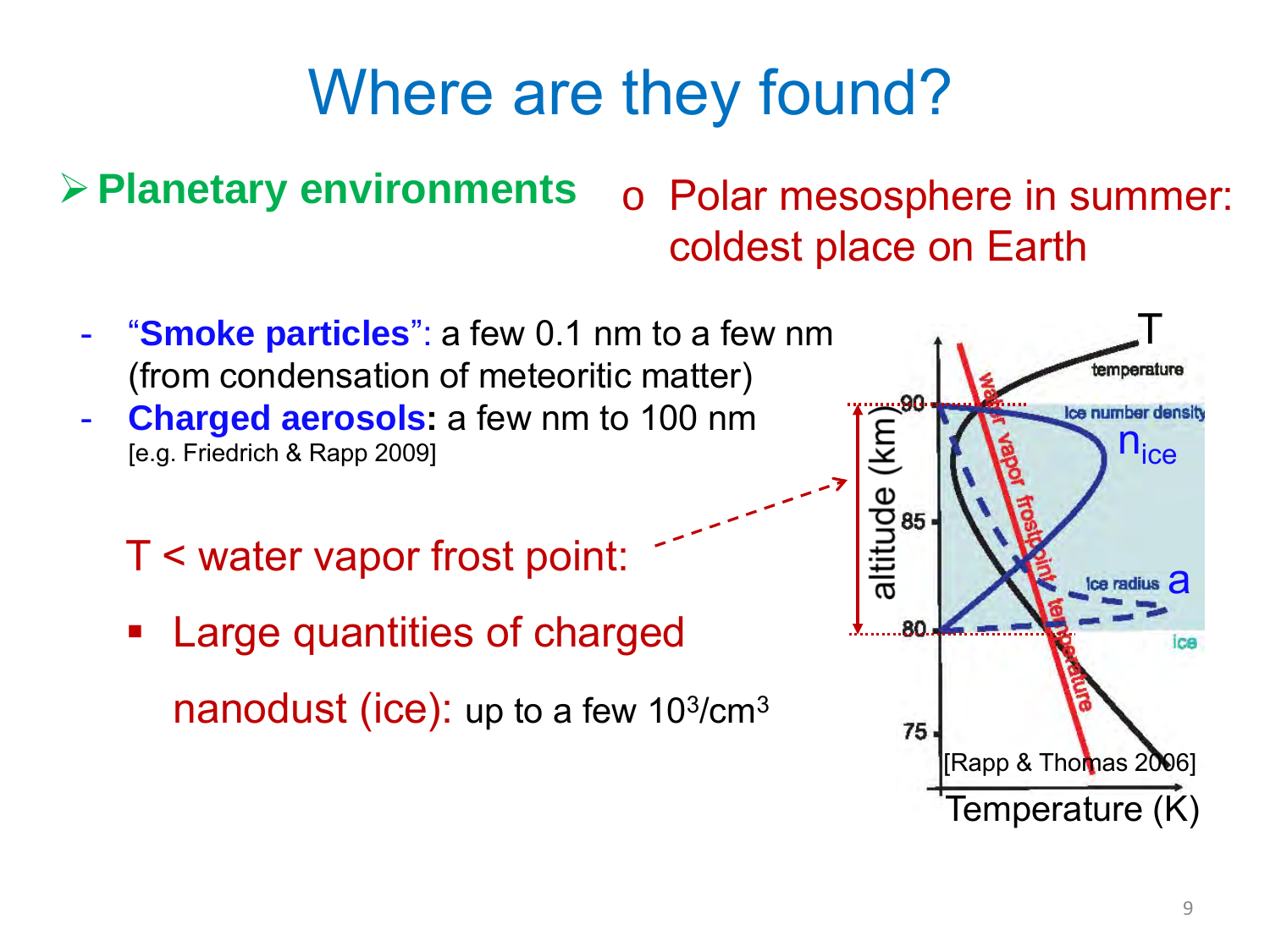# Where are they found?

- **Planetary environments**
  - Polar mesosphere in summer: coldest place on Earth

- "**Smoke particles**": a few 0.1 nm to a few nm (from condensation of meteoritic matter)
- **Charged aerosols:** a few nm to 100 nm
  [e.g. Friedrich & Rapp 2009]

T < water vapor frost point:

- Large quantities of charged nanodust (ice): up to a few $10^3$/cm$^3$

[Rapp & Thomas 2006]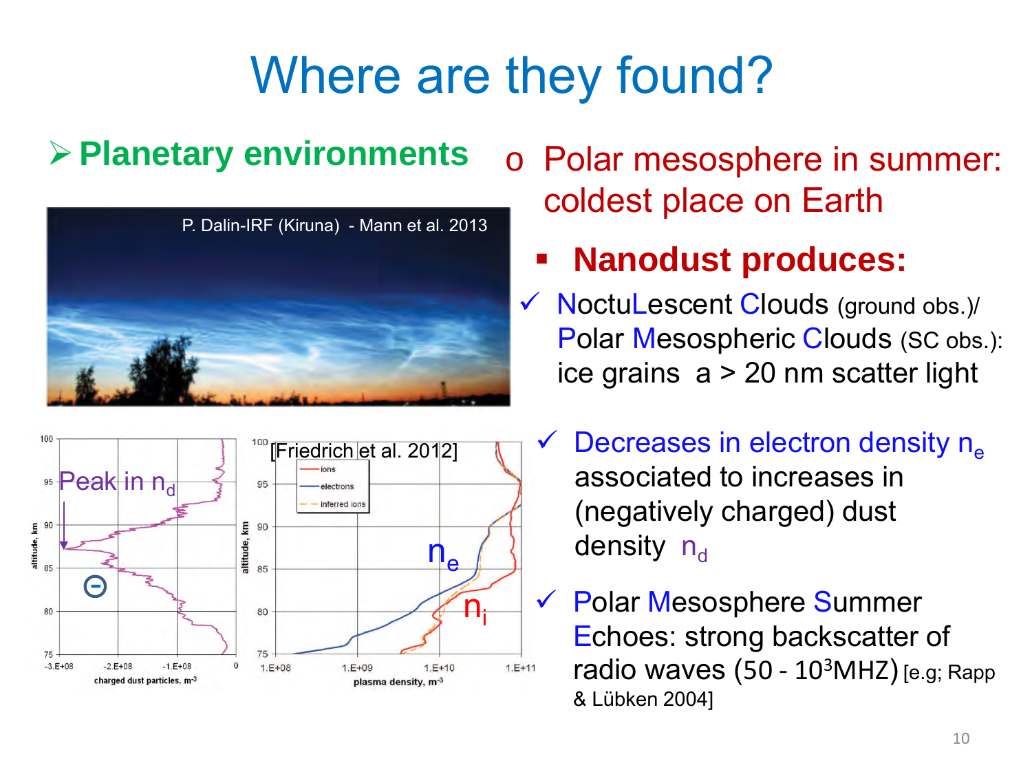# Where are they found?

- **Planetary environments**

P. Dalin-IRF (Kiruna) - Mann et al. 2013

Peak in $n_d$

[Friedrich et al. 2012]

$n_e$

$n_i$

- Polar mesosphere in summer: coldest place on Earth
  - **Nanodust produces:**

✓ NoctuLescent Clouds (ground obs.)/ Polar Mesospheric Clouds (SC obs.): ice grains a > 20 nm scatter light

✓ Decreases in electron density $n_e$ associated to increases in (negatively charged) dust density $n_d$

✓ Polar Mesosphere Summer Echoes: strong backscatter of radio waves (50 - $10^3$MHZ) [e.g; Rapp & Lübken 2004]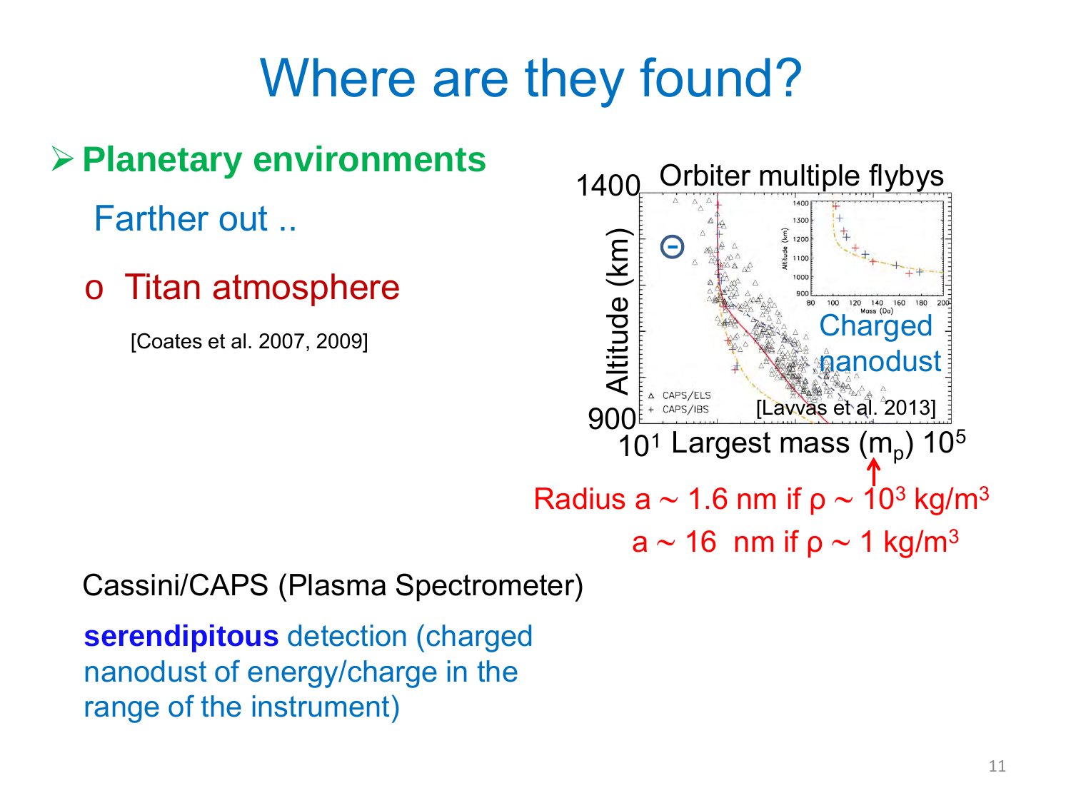# Where are they found?

- **Planetary environments**

  Farther out ..

  - Titan atmosphere

    [Coates et al. 2007, 2009]

Orbiter multiple flybys

Altitude (km): 900 – 1400

Largest mass ($m_p$): $10^1$ – $10^5$

Charged nanodust

[Lavvas et al. 2013]

Radius $a \sim 1.6$ nm if $\rho \sim 10^3$ kg/m$^3$

$a \sim 16$ nm if $\rho \sim 1$ kg/m$^3$

Cassini/CAPS (Plasma Spectrometer)

**serendipitous** detection (charged nanodust of energy/charge in the range of the instrument)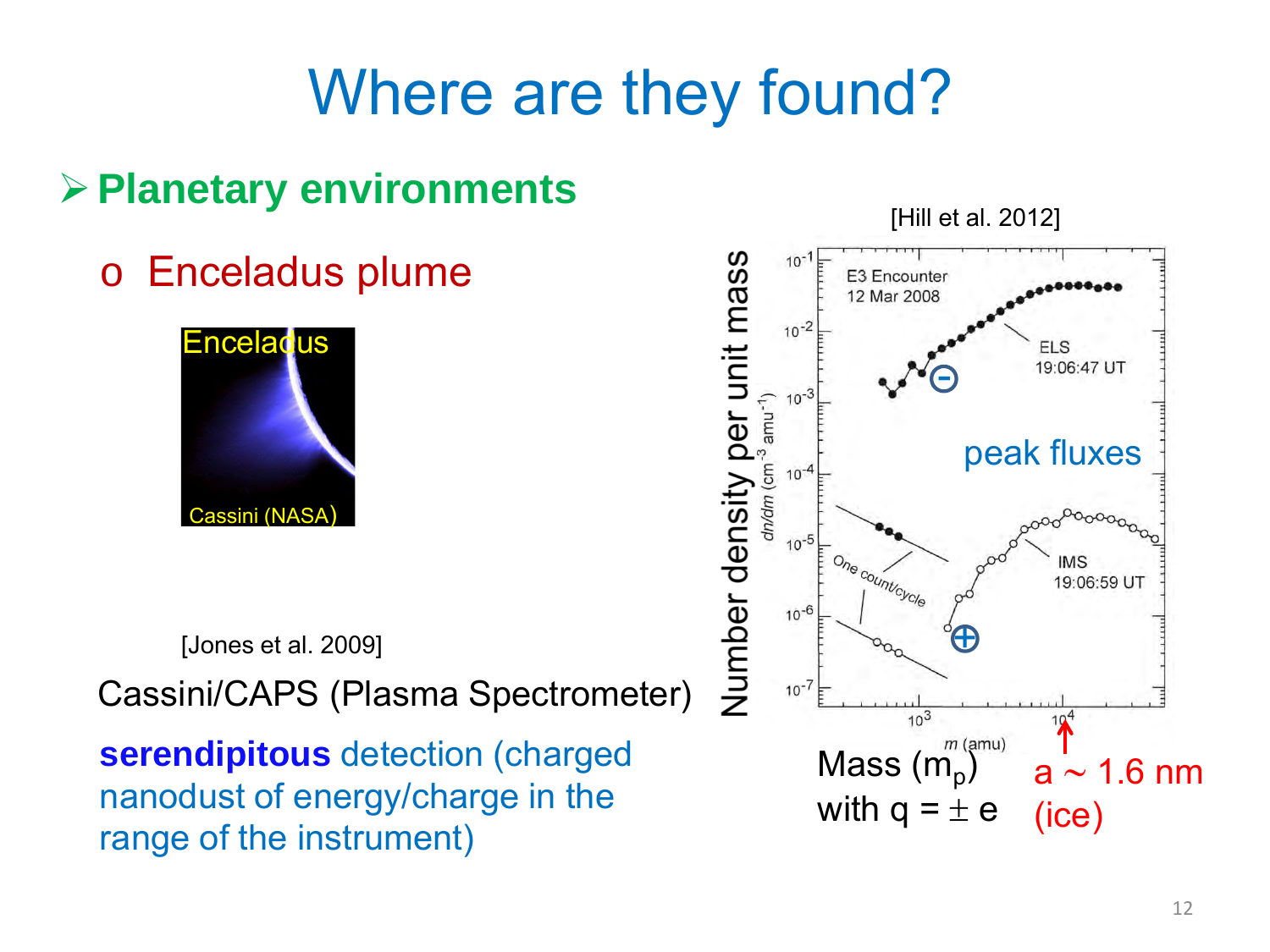# Where are they found?

- **Planetary environments**
  - Enceladus plume

Enceladus

Cassini (NASA)

[Jones et al. 2009]

Cassini/CAPS (Plasma Spectrometer)

**serendipitous** detection (charged nanodust of energy/charge in the range of the instrument)

[Hill et al. 2012]

E3 Encounter
12 Mar 2008

ELS
19:06:47 UT

IMS
19:06:59 UT

One count/cycle

peak fluxes

Number density per unit mass

$dn/dm$ (cm$^{-3}$ amu$^{-1}$)

$m$ (amu)

Mass ($m_p$) with $q = \pm e$

$a \sim 1.6$ nm (ice)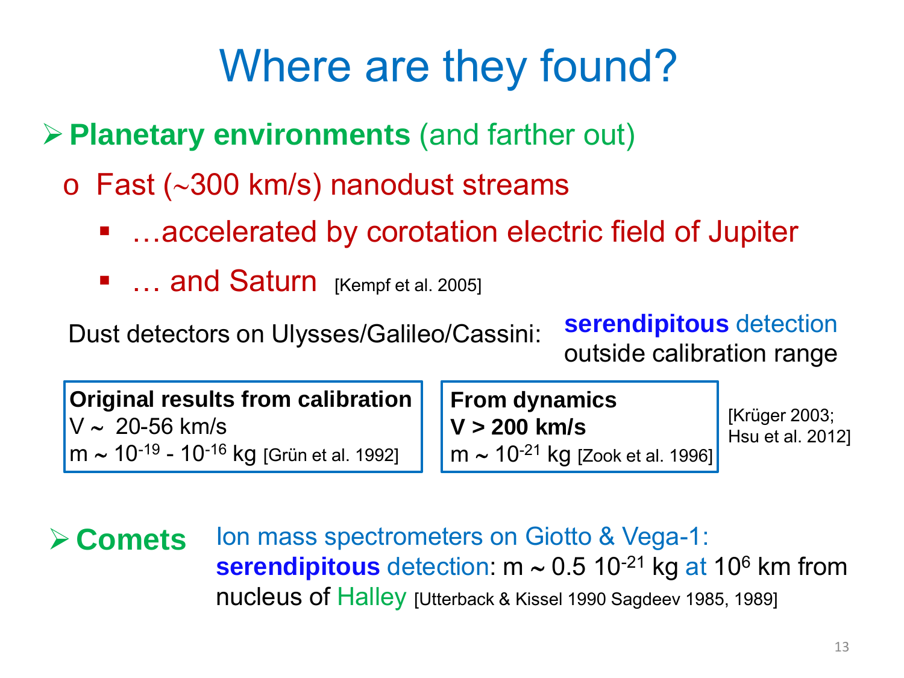# Where are they found?

- **Planetary environments** (and farther out)
  - Fast (~300 km/s) nanodust streams
    - …accelerated by corotation electric field of Jupiter
    - … and Saturn [Kempf et al. 2005]

Dust detectors on Ulysses/Galileo/Cassini: **serendipitous** detection outside calibration range

| **Original results from calibration** | **From dynamics** | |
|---|---|---|
| V ~ 20-56 km/s | **V > 200 km/s** | [Krüger 2003; Hsu et al. 2012] |
| m ~ $10^{-19}$ - $10^{-16}$ kg [Grün et al. 1992] | m ~ $10^{-21}$ kg [Zook et al. 1996] | |

- **Comets** Ion mass spectrometers on Giotto & Vega-1: **serendipitous** detection: m ~ 0.5 $10^{-21}$ kg at $10^{6}$ km from nucleus of Halley [Utterback & Kissel 1990 Sagdeev 1985, 1989]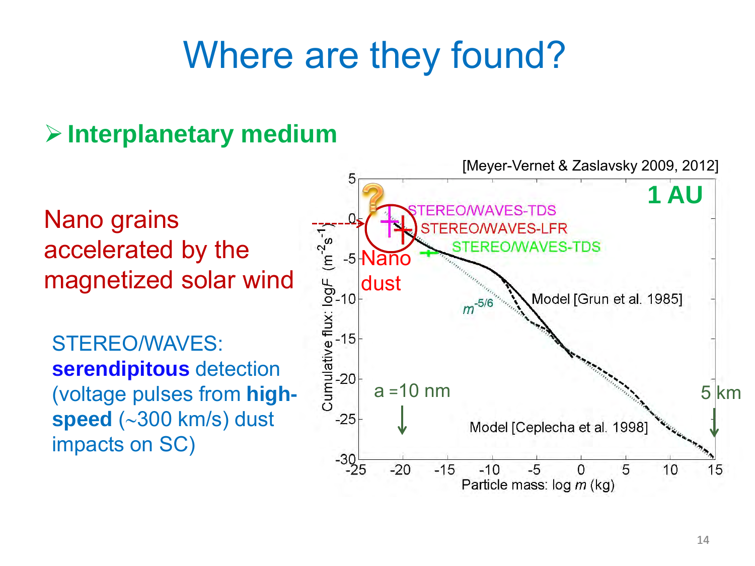# Where are they found?

- **Interplanetary medium**

Nano grains accelerated by the magnetized solar wind

STEREO/WAVES: **serendipitous** detection (voltage pulses from **high-speed** (~300 km/s) dust impacts on SC)

[Meyer-Vernet & Zaslavsky 2009, 2012]

1 AU

STEREO/WAVES-TDS

STEREO/WAVES-LFR

STEREO/WAVES-TDS

Nano dust

Model [Grun et al. 1985]

$m^{-5/6}$

a =10 nm

5 km

Model [Ceplecha et al. 1998]

Cumulative flux: $\log F$ ($m^{-2}s^{-1}$)

Particle mass: $\log m$ (kg)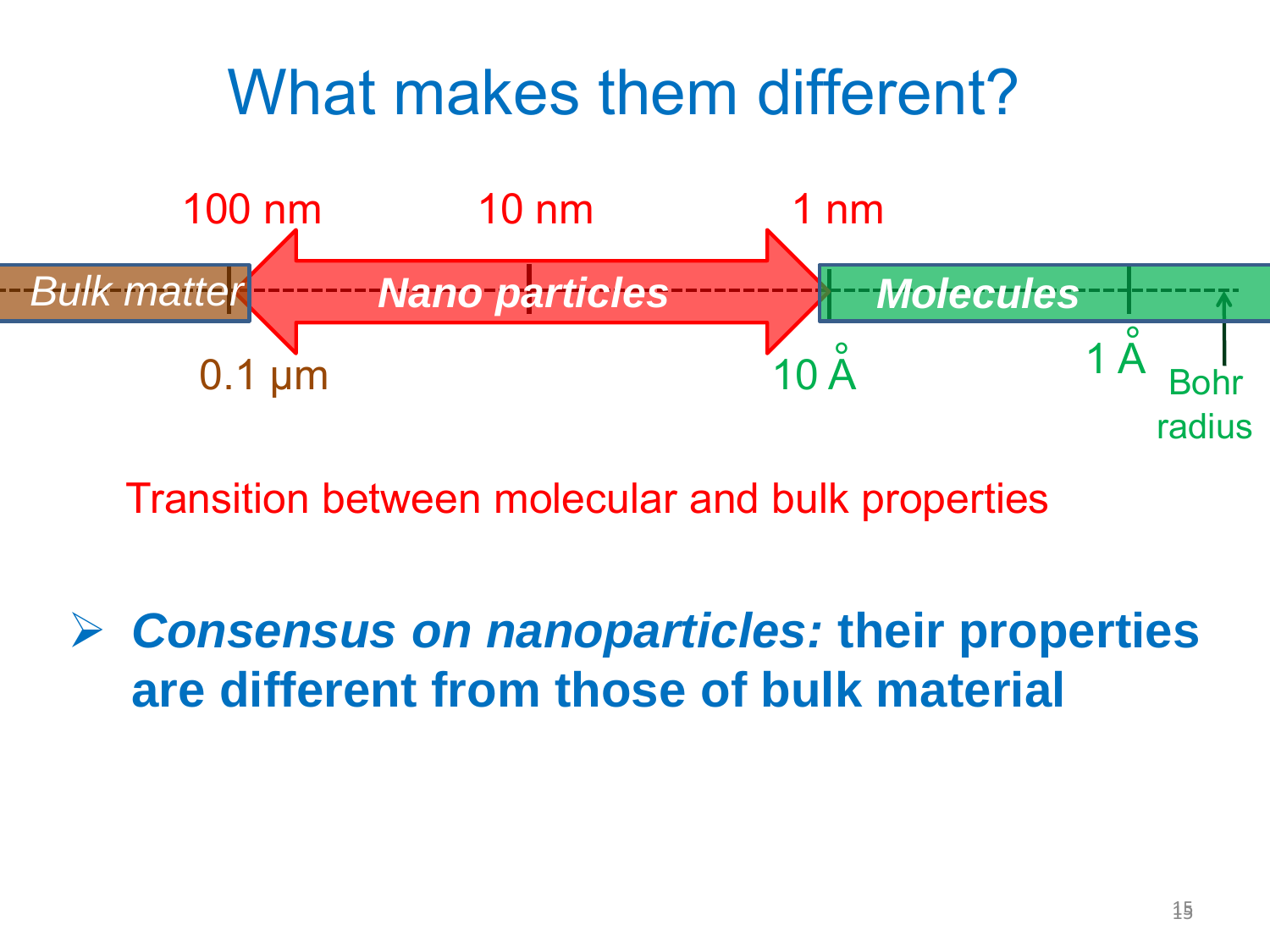# What makes them different?

100 nm — 10 nm — 1 nm

Bulk matter | Nano particles | Molecules

0.1 μm — 10 Å — 1 Å — Bohr radius

Transition between molecular and bulk properties

- ***Consensus on nanoparticles:*** **their properties are different from those of bulk material**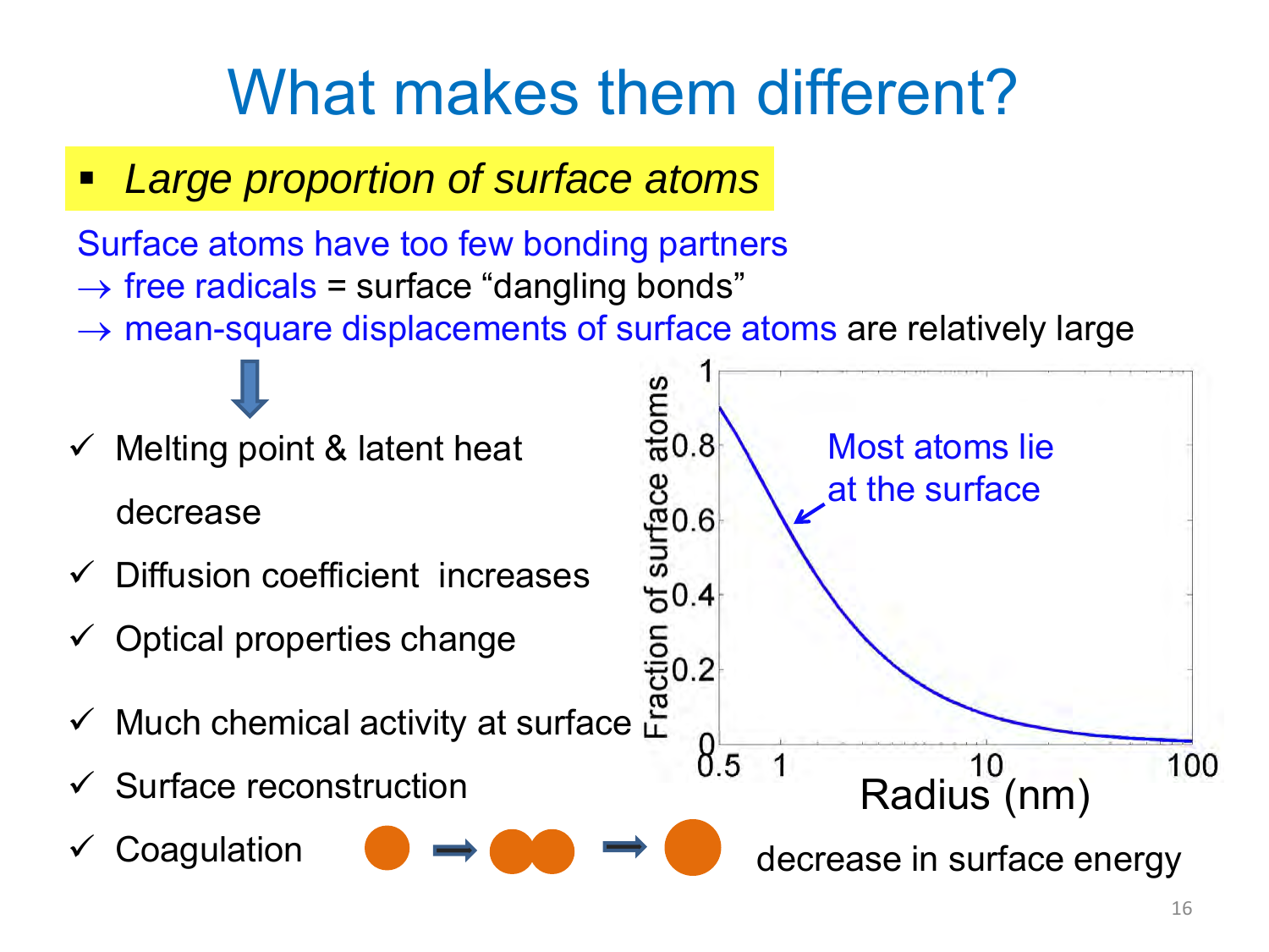# What makes them different?

- *Large proportion of surface atoms*

Surface atoms have too few bonding partners

→ free radicals = surface "dangling bonds"

→ mean-square displacements of surface atoms are relatively large

- ✓ Melting point & latent heat decrease
- ✓ Diffusion coefficient increases
- ✓ Optical properties change
- ✓ Much chemical activity at surface
- ✓ Surface reconstruction
- ✓ Coagulation

Fraction of surface atoms (0 – 1) vs. Radius (nm) (0.5 – 100)

Most atoms lie at the surface

decrease in surface energy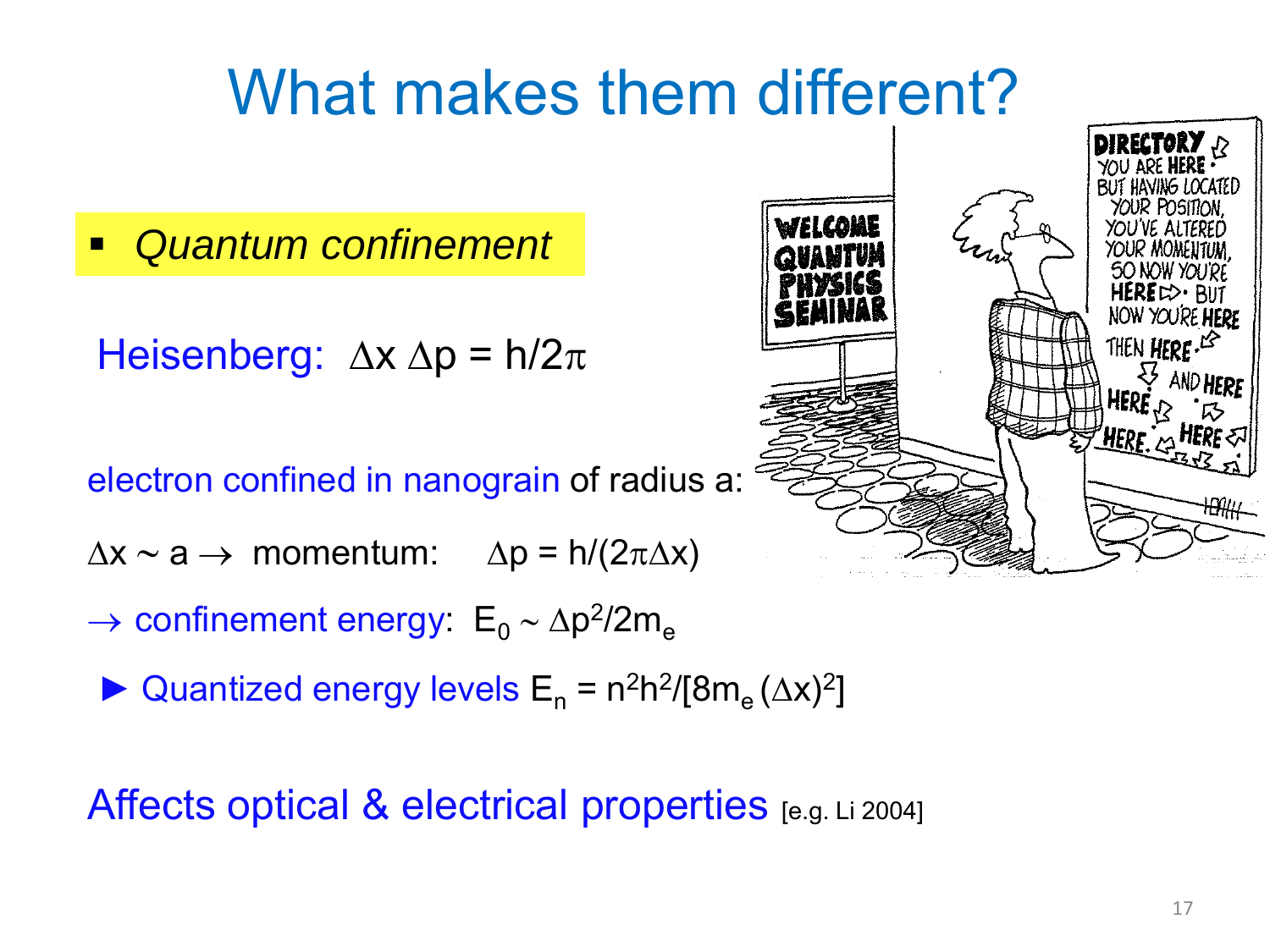# What makes them different?

- *Quantum confinement*

Heisenberg: $\Delta x \, \Delta p = h/2\pi$

electron confined in nanograin of radius a:

$\Delta x \sim a \rightarrow$ momentum: $\Delta p = h/(2\pi\Delta x)$

$\rightarrow$ confinement energy: $E_0 \sim \Delta p^2/2m_e$

► Quantized energy levels $E_n = n^2h^2/[8m_e(\Delta x)^2]$

Affects optical & electrical properties [e.g. Li 2004]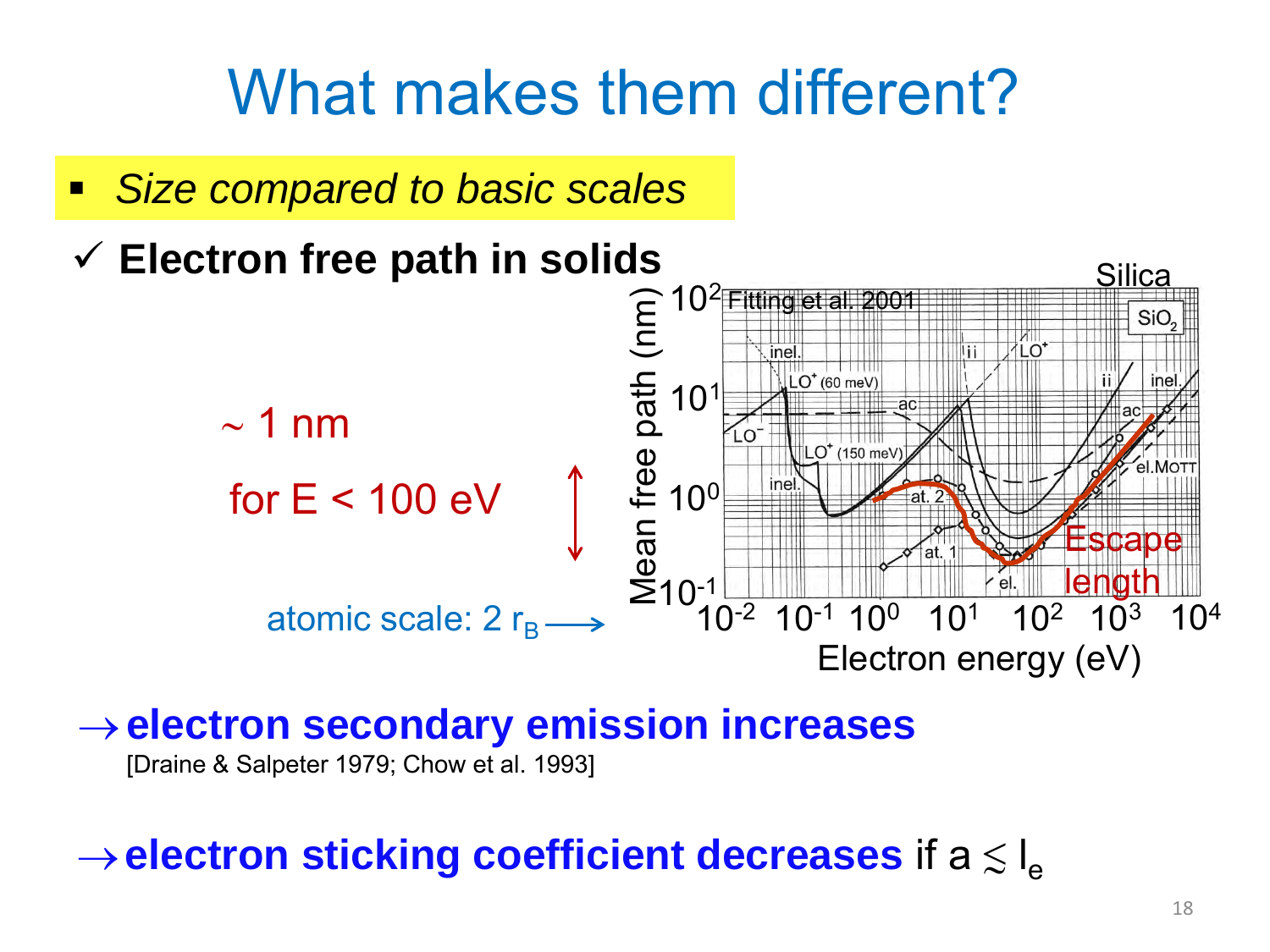# What makes them different?

- *Size compared to basic scales*

✓ **Electron free path in solids**

~ 1 nm

for E < 100 eV

atomic scale: 2 $r_B$ ⟶

→ **electron secondary emission increases**
[Draine & Salpeter 1979; Chow et al. 1993]

→ **electron sticking coefficient decreases** if $a \lesssim l_e$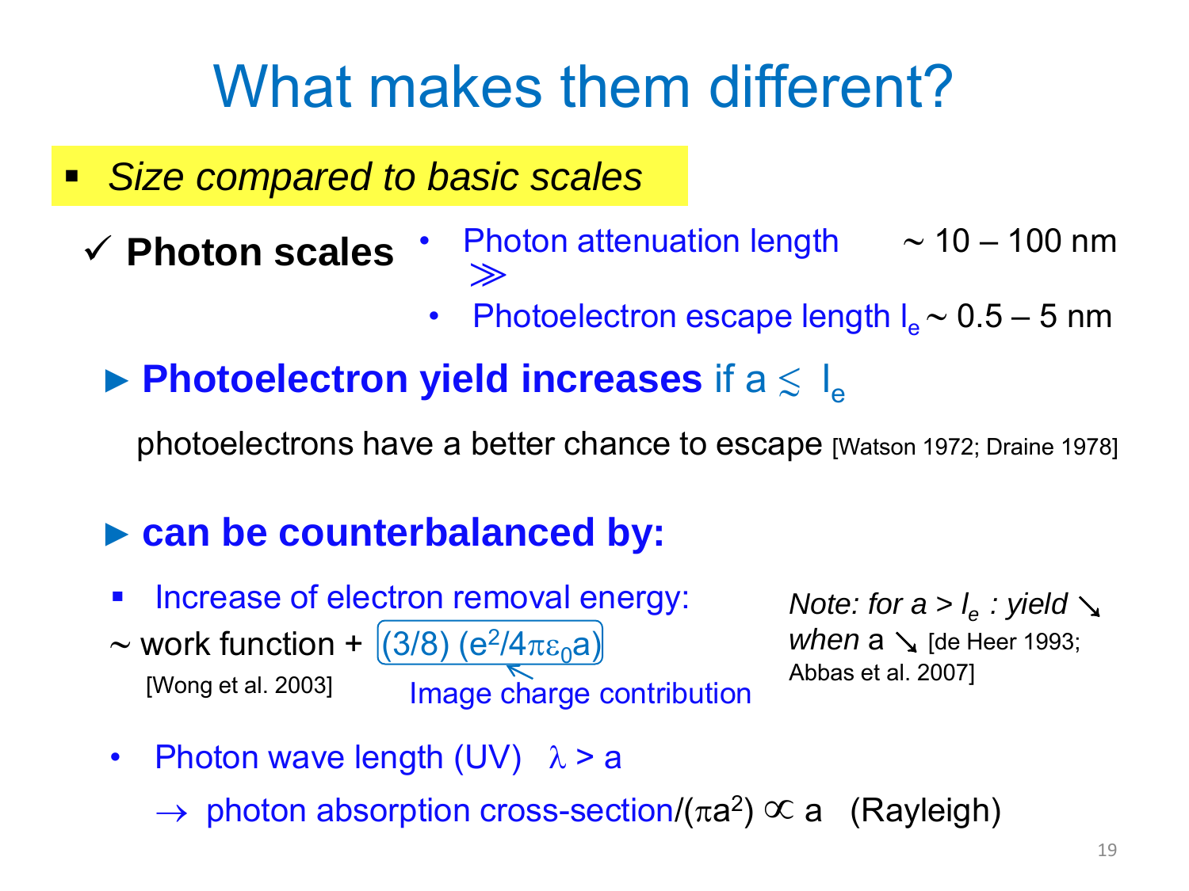# What makes them different?

- *Size compared to basic scales*

✓ **Photon scales**

- Photon attenuation length ~ 10 – 100 nm
  
  $\gg$
- Photoelectron escape length $l_e$ ~ 0.5 – 5 nm

► **Photoelectron yield increases** if $a \lesssim l_e$

photoelectrons have a better chance to escape [Watson 1972; Draine 1978]

► **can be counterbalanced by:**

- Increase of electron removal energy:

~ work function + $(3/8)\,(e^2/4\pi\varepsilon_0 a)$

[Wong et al. 2003] Image charge contribution

*Note: for $a > l_e$ : yield ↘ when $a$ ↘* [de Heer 1993; Abbas et al. 2007]

- Photon wave length (UV) $\lambda > a$

  → photon absorption cross-section/($\pi a^2$) $\propto a$ (Rayleigh)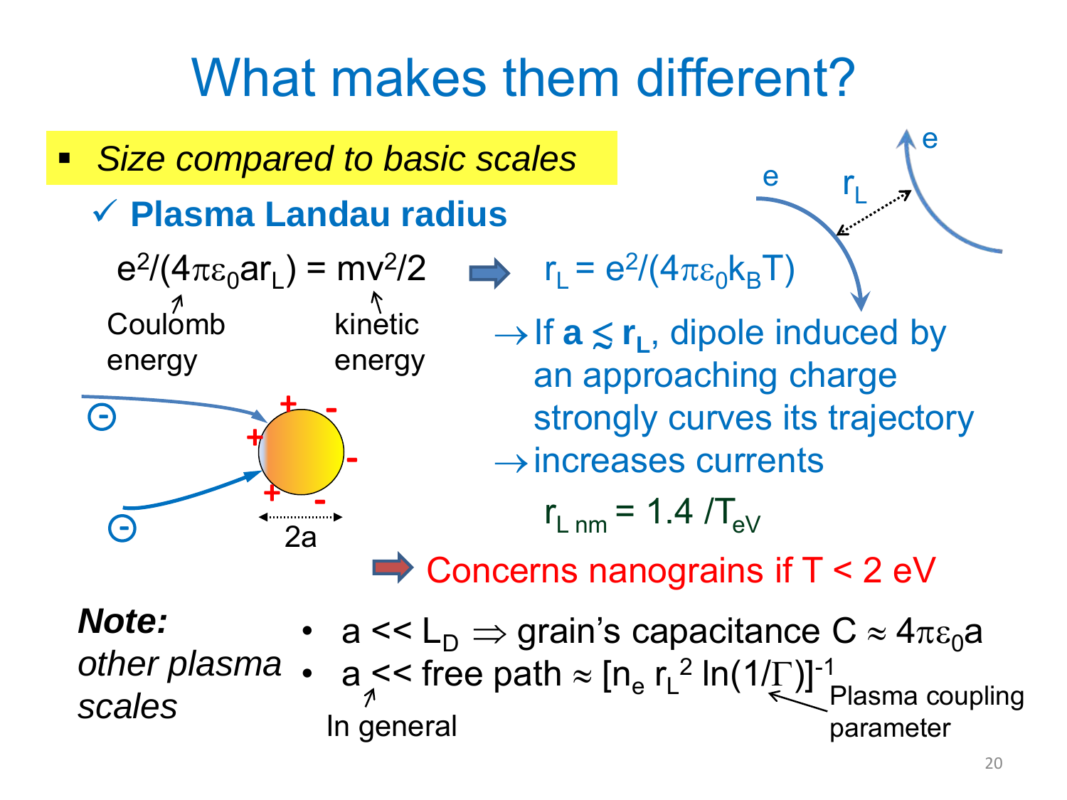# What makes them different?

- *Size compared to basic scales*

  ✓ **Plasma Landau radius**

$$e^2/(4\pi\varepsilon_0 a r_L) = mv^2/2 \quad \Rightarrow \quad r_L = e^2/(4\pi\varepsilon_0 k_B T)$$

Coulomb energy ↑ (left side), kinetic energy ↑ (right side)

→ If $\mathbf{a} \lesssim \mathbf{r_L}$, dipole induced by an approaching charge strongly curves its trajectory

→ increases currents

$$r_{L\,nm} = 1.4\,/T_{eV}$$

⇒ Concerns nanograins if T < 2 eV

***Note:*** *other plasma scales*

- $a \ll L_D \Rightarrow$ grain's capacitance $C \approx 4\pi\varepsilon_0 a$
- $a \ll$ free path $\approx [n_e\, r_L^2 \ln(1/\Gamma)]^{-1}$

  ($\ll$: In general; $\Gamma$: Plasma coupling parameter)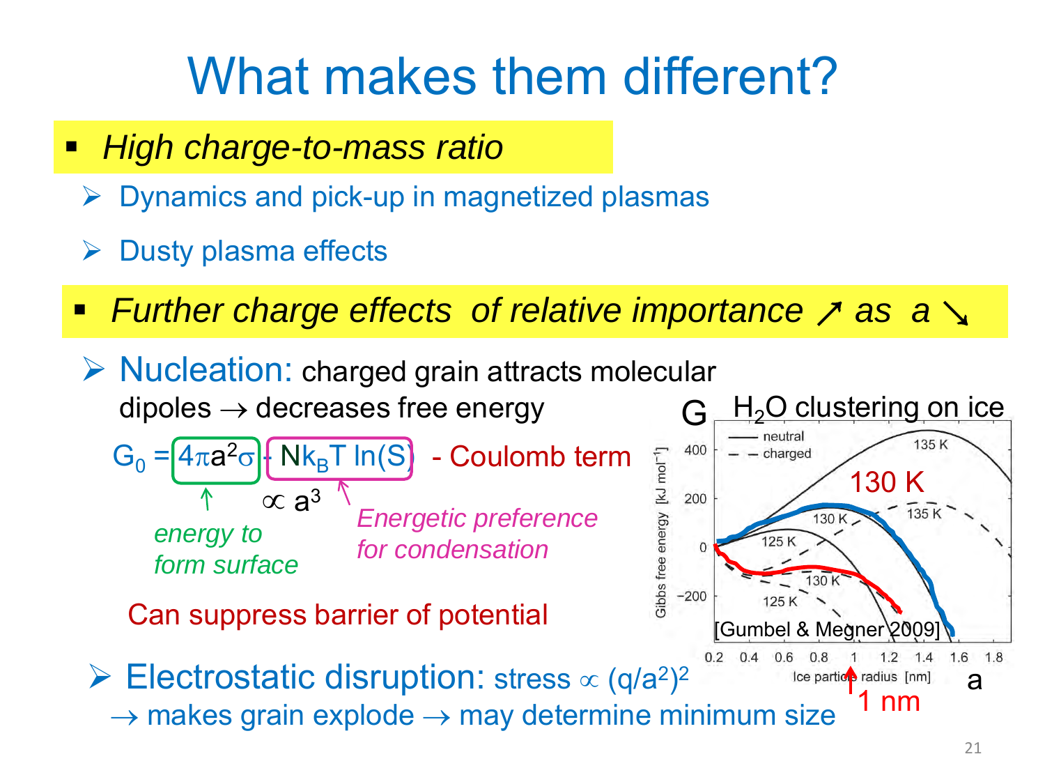# What makes them different?

- ***High charge-to-mass ratio***
  - Dynamics and pick-up in magnetized plasmas
  - Dusty plasma effects

- ***Further charge effects of relative importance ↗ as a ↘***
  - Nucleation: charged grain attracts molecular dipoles → decreases free energy

$$G_0 = 4\pi a^2 \sigma - N k_B T \ln(S) \text{ - Coulomb term}$$

$4\pi a^2 \sigma$: *energy to form surface*

$N k_B T \ln(S)$ ($\propto a^3$): *Energetic preference for condensation*

Can suppress barrier of potential

G — $H_2O$ clustering on ice

Gibbs free energy [kJ mol$^{-1}$]; Ice particle radius [nm] (a); neutral; charged; 125 K; 130 K; 135 K; 1 nm

[Gumbel & Megner 2009]

  - Electrostatic disruption: stress $\propto (q/a^2)^2$ → makes grain explode → may determine minimum size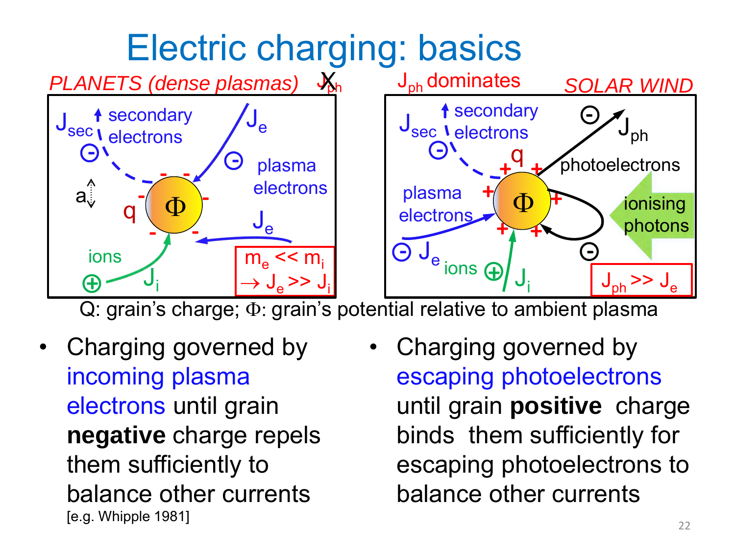# Electric charging: basics

*PLANETS (dense plasmas)* ~~$J_{ph}$~~

$J_{ph}$ dominates *SOLAR WIND*

$m_e << m_i \rightarrow J_e >> J_i$

$J_{ph} >> J_e$

Q: grain's charge; Φ: grain's potential relative to ambient plasma

- Charging governed by incoming plasma electrons until grain **negative** charge repels them sufficiently to balance other currents
  [e.g. Whipple 1981]

- Charging governed by escaping photoelectrons until grain **positive** charge binds them sufficiently for escaping photoelectrons to balance other currents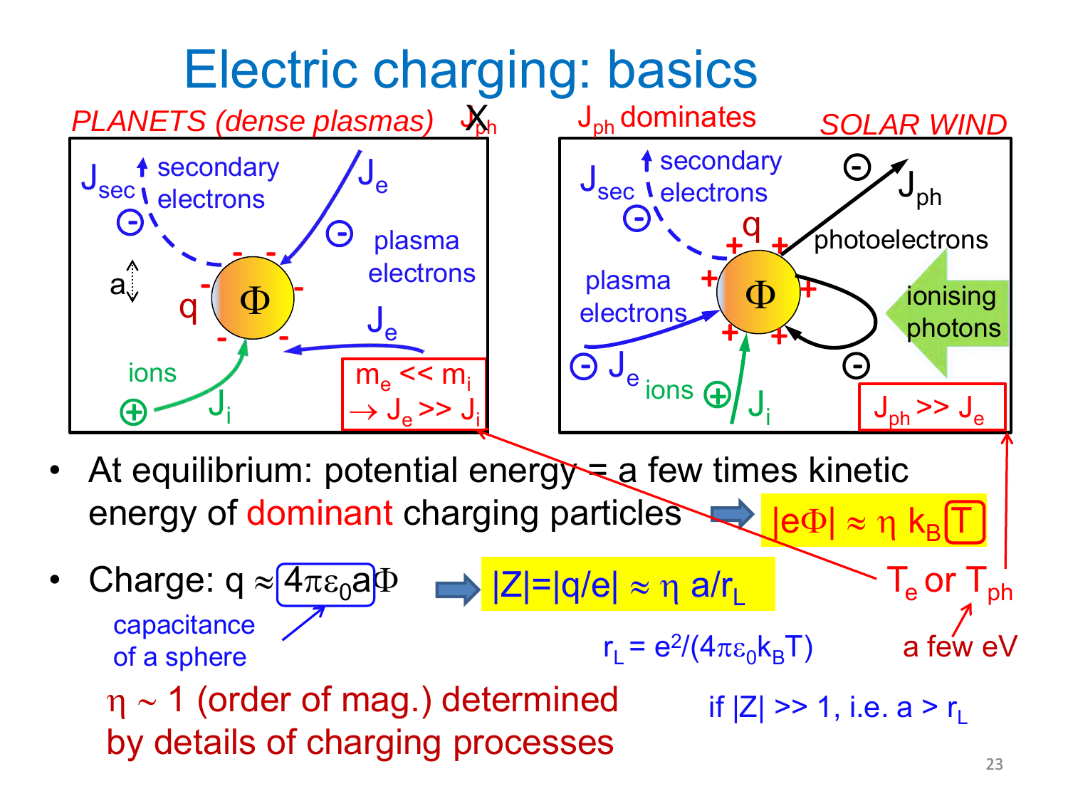# Electric charging: basics

*PLANETS (dense plasmas)* ~~$J_{ph}$~~

$J_{sec}$ secondary electrons

a

q

$\Phi$

$J_e$ plasma electrons

$J_e$

ions

$J_i$

$m_e << m_i$ $\rightarrow J_e >> J_i$

$J_{ph}$ dominates

*SOLAR WIND*

$J_{sec}$ secondary electrons

q

$\Phi$

$J_{ph}$ photoelectrons

plasma electrons

ionising photons

$J_e$ ions $J_i$

$J_{ph} >> J_e$

- At equilibrium: potential energy = a few times kinetic energy of dominant charging particles ➡ $|e\Phi| \approx \eta\, k_B T$

- Charge: $q \approx 4\pi\varepsilon_0 a \Phi$ ➡ $|Z| = |q/e| \approx \eta\, a/r_L$

capacitance of a sphere

$r_L = e^2/(4\pi\varepsilon_0 k_B T)$

$T_e$ or $T_{ph}$

a few eV

$\eta \sim 1$ (order of mag.) determined by details of charging processes

if $|Z| >> 1$, i.e. $a > r_L$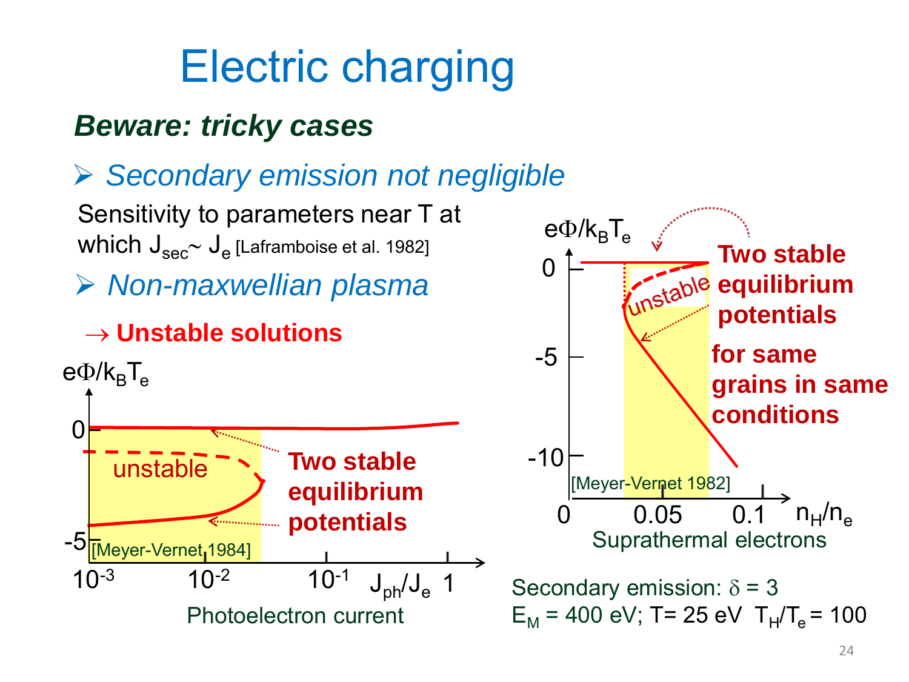# Electric charging

***Beware: tricky cases***

- *Secondary emission not negligible*

Sensitivity to parameters near T at which $J_{sec} \sim J_e$ [Laframboise et al. 1982]

- *Non-maxwellian plasma*

→ **Unstable solutions**

$e\Phi/k_BT_e$

0

-5

unstable

**Two stable equilibrium potentials**

[Meyer-Vernet 1984]

$10^{-3}$ $10^{-2}$ $10^{-1}$ $J_{ph}/J_e$ 1

Photoelectron current

$e\Phi/k_BT_e$

0

-5

-10

unstable

**Two stable equilibrium potentials for same grains in same conditions**

[Meyer-Vernet 1982]

0 0.05 0.1 $n_H/n_e$

Suprathermal electrons

Secondary emission: $\delta = 3$

$E_M = 400$ eV; T= 25 eV $T_H/T_e = 100$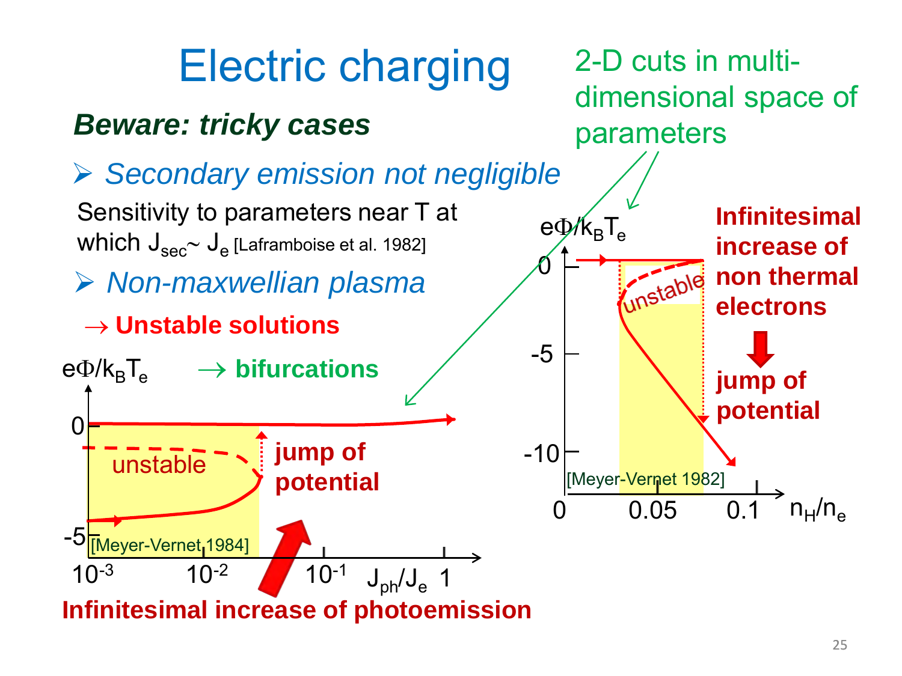# Electric charging

***Beware: tricky cases***

- *Secondary emission not negligible*

Sensitivity to parameters near T at which $J_{sec} \sim J_e$ [Laframboise et al. 1982]

- *Non-maxwellian plasma*

$\rightarrow$ **Unstable solutions**

$\rightarrow$ **bifurcations**

2-D cuts in multi-dimensional space of parameters

$e\Phi/k_BT_e$

0

-5

unstable

jump of potential

[Meyer-Vernet 1984]

$10^{-3}$ $10^{-2}$ $10^{-1}$ $J_{ph}/J_e$ 1

**Infinitesimal increase of photoemission**

$e\Phi/k_BT_e$

0

-5

-10

unstable

[Meyer-Vernet 1982]

0 0.05 0.1 $n_H/n_e$

**Infinitesimal increase of non thermal electrons**

**jump of potential**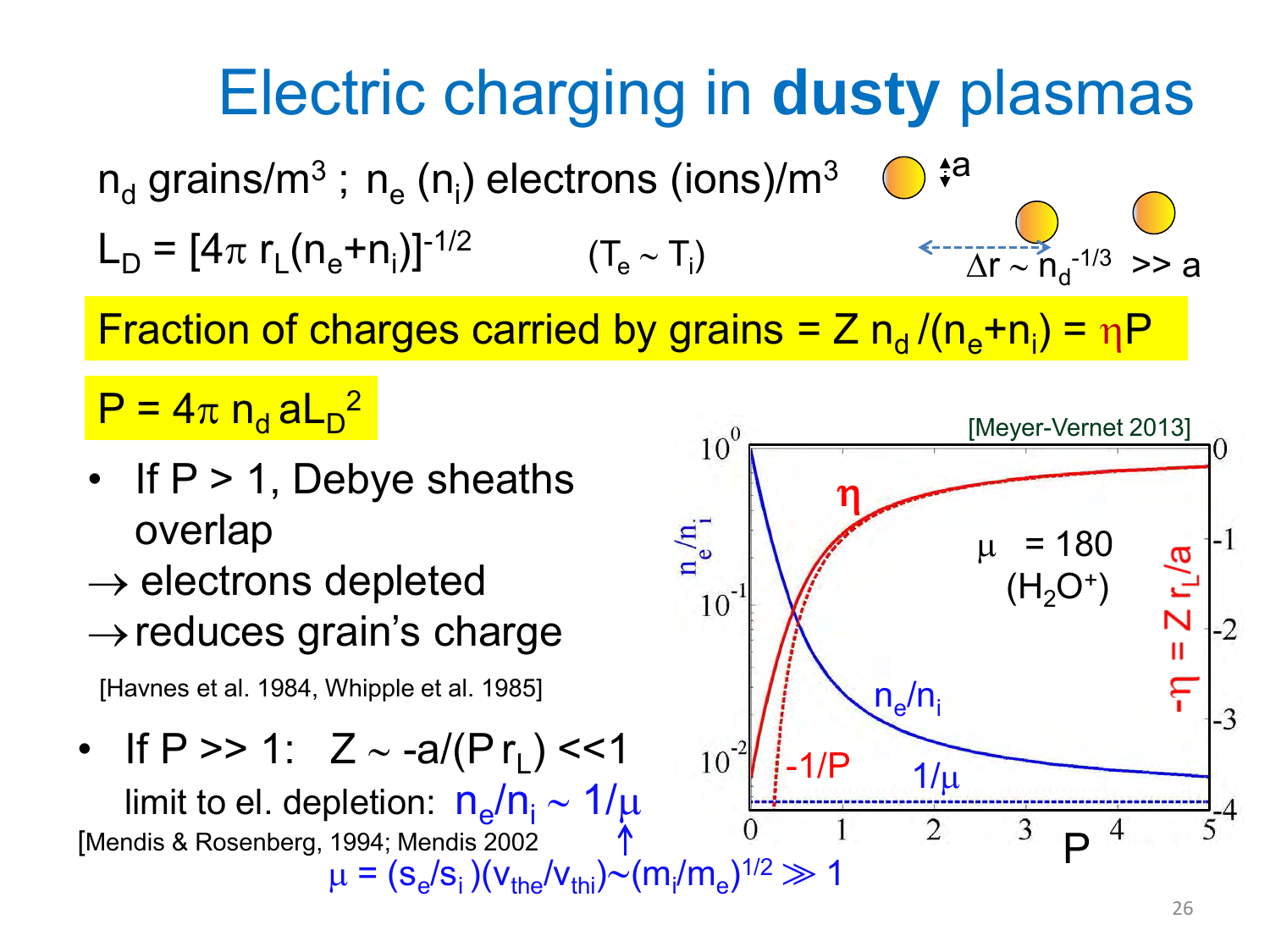# Electric charging in **dusty** plasmas

$n_d$ grains/m$^3$ ; $n_e$ ($n_i$) electrons (ions)/m$^3$

$L_D = [4\pi\, r_L(n_e+n_i)]^{-1/2}$ $\quad (T_e \sim T_i)$

$\Delta r \sim n_d^{-1/3} \gg a$

**Fraction of charges carried by grains = $Z\, n_d/(n_e+n_i) = \eta P$**

**$P = 4\pi\, n_d\, a L_D^2$**

- If $P > 1$, Debye sheaths overlap

$\rightarrow$ electrons depleted

$\rightarrow$ reduces grain's charge

[Havnes et al. 1984, Whipple et al. 1985]

- If $P \gg 1$: $Z \sim -a/(P\, r_L) \ll 1$

  limit to el. depletion: $n_e/n_i \sim 1/\mu$

[Mendis & Rosenberg, 1994; Mendis 2002

$\mu = (s_e/s_i)(v_{the}/v_{thi}) \sim (m_i/m_e)^{1/2} \gg 1$

[Meyer-Vernet 2013]

Plot: $n_e/n_i$ (left axis, $10^{-2}$ to $10^0$) and $-\eta = Z\, r_L/a$ (right axis, 0 to $-4$) vs. $P$ (0 to 5); curves: $\eta$, $-1/P$, $n_e/n_i$, $1/\mu$; $\mu = 180$ ($H_2O^+$)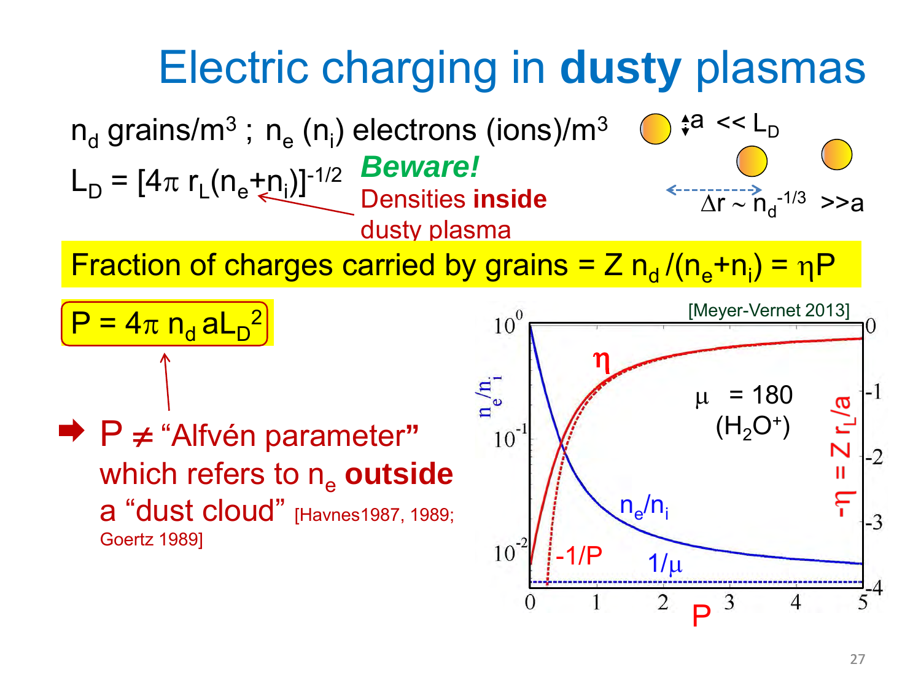# Electric charging in **dusty** plasmas

$n_d$ grains/m$^3$ ; $n_e$ ($n_i$) electrons (ions)/m$^3$

$a \ll L_D$

$L_D = [4\pi \, r_L (n_e + n_i)]^{-1/2}$

***Beware!*** Densities **inside** dusty plasma

$\Delta r \sim n_d^{-1/3} \gg a$

Fraction of charges carried by grains = $Z \, n_d / (n_e + n_i) = \eta P$

$$P = 4\pi \, n_d \, a L_D^2$$

➡ $P \neq$ "Alfvén parameter" which refers to $n_e$ **outside** a "dust cloud" [Havnes1987, 1989; Goertz 1989]

[Meyer-Vernet 2013]

Plot labels: left axis $n_e/n_i$ ($10^{-2}$ to $10^{0}$); right axis $-\eta = Z \, r_L/a$ (0 to -4); horizontal axis $P$ (0 to 5). Curves: $\eta$, $-1/P$, $n_e/n_i$, $1/\mu$. $\mu = 180$ ($H_2O^+$)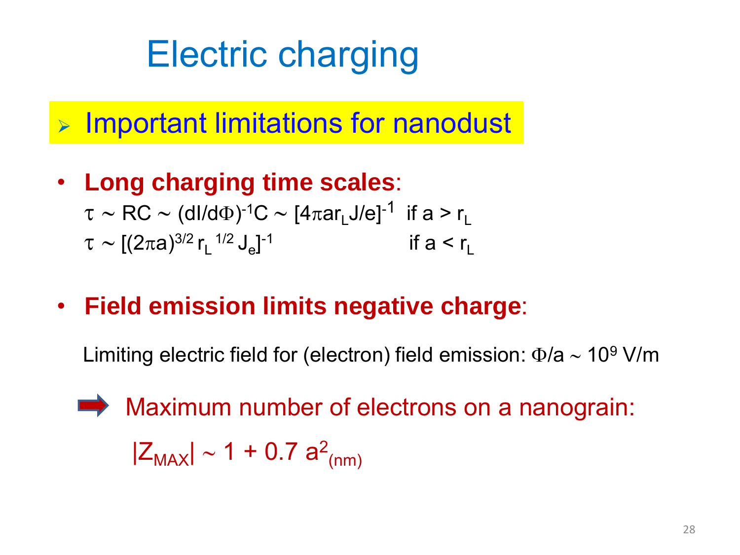# Electric charging

- **Important limitations for nanodust**

- **Long charging time scales**:

  $\tau \sim RC \sim (dI/d\Phi)^{-1}C \sim [4\pi a r_L J/e]^{-1}$ if $a > r_L$

  $\tau \sim [(2\pi a)^{3/2} r_L^{1/2} J_e]^{-1}$ if $a < r_L$

- **Field emission limits negative charge**:

  Limiting electric field for (electron) field emission: $\Phi/a \sim 10^9$ V/m

  ➡ Maximum number of electrons on a nanograin:

  $|Z_{MAX}| \sim 1 + 0.7\, a^2_{(nm)}$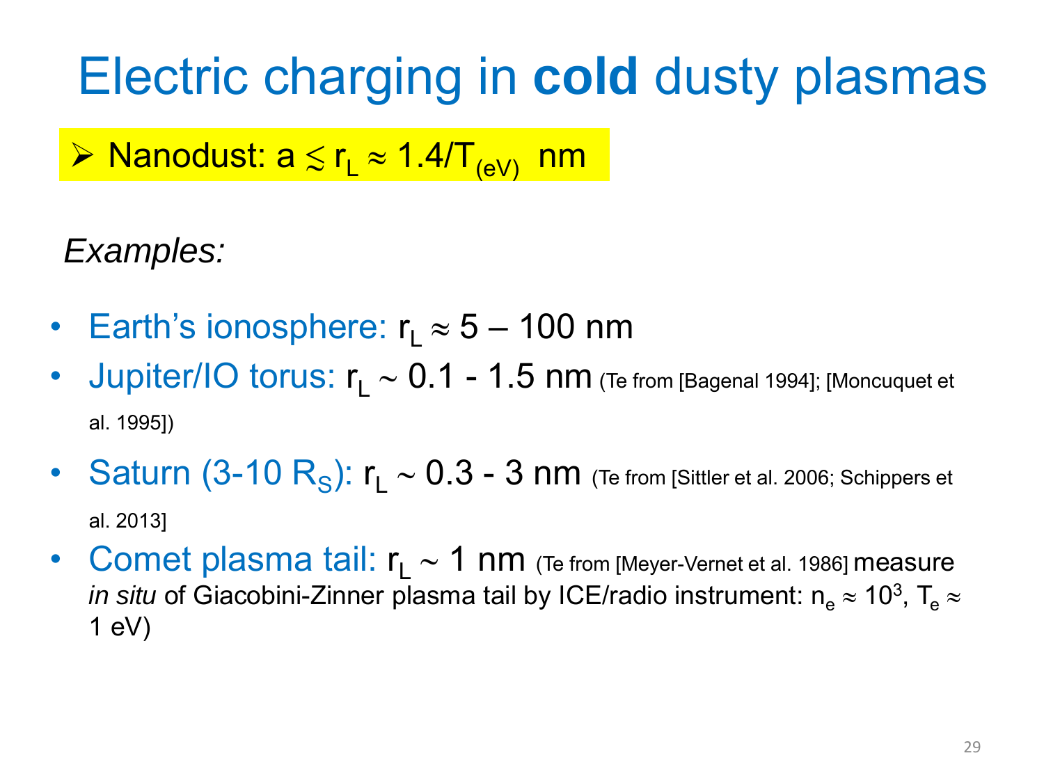# Electric charging in **cold** dusty plasmas

➢ Nanodust: $a \lesssim r_L \approx 1.4/T_{(eV)}$ nm

*Examples:*

- Earth's ionosphere: $r_L \approx 5 – 100$ nm
- Jupiter/IO torus: $r_L \sim 0.1$ - $1.5$ nm (Te from [Bagenal 1994]; [Moncuquet et al. 1995])
- Saturn (3-10 $R_S$): $r_L \sim 0.3$ - $3$ nm (Te from [Sittler et al. 2006; Schippers et al. 2013]
- Comet plasma tail: $r_L \sim 1$ nm (Te from [Meyer-Vernet et al. 1986] measure *in situ* of Giacobini-Zinner plasma tail by ICE/radio instrument: $n_e \approx 10^3$, $T_e \approx 1$ eV)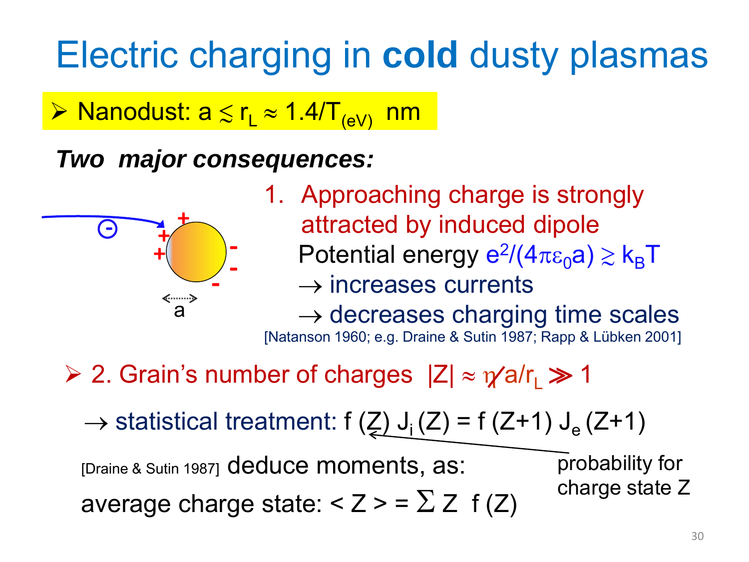# Electric charging in **cold** dusty plasmas

- Nanodust: $a \lesssim r_L \approx 1.4/T_{(eV)}$ nm

***Two major consequences:***

1. Approaching charge is strongly attracted by induced dipole

   Potential energy $e^2/(4\pi\varepsilon_0 a) \gtrsim k_B T$

   $\rightarrow$ increases currents

   $\rightarrow$ decreases charging time scales

   [Natanson 1960; e.g. Draine & Sutin 1987; Rapp & Lübken 2001]

- 2. Grain's number of charges $|Z| \approx \eta \chi a/r_L \gg 1$

$\rightarrow$ statistical treatment: $f(Z)\, J_i(Z) = f(Z+1)\, J_e(Z+1)$

$f(Z)$: probability for charge state Z

[Draine & Sutin 1987] deduce moments, as:

average charge state: $< Z > = \sum Z \; f(Z)$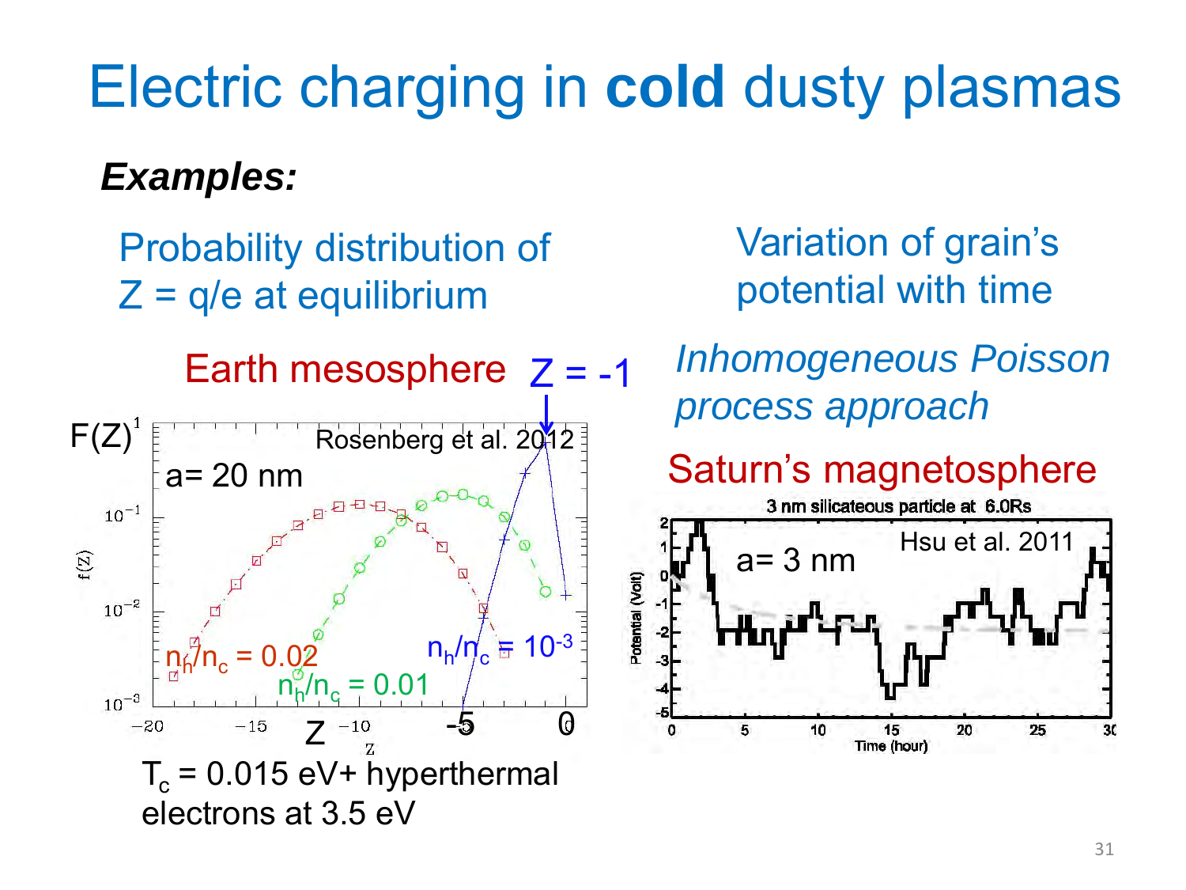# Electric charging in **cold** dusty plasmas

***Examples:***

Probability distribution of $Z = q/e$ at equilibrium

Earth mesosphere $Z = -1$

$F(Z)$

a= 20 nm

Rosenberg et al. 2012

$n_h/n_c = 0.02$

$n_h/n_c = 0.01$

$n_h/n_c = 10^{-3}$

Z

$T_c = 0.015$ eV+ hyperthermal electrons at 3.5 eV

Variation of grain's potential with time

*Inhomogeneous Poisson process approach*

Saturn's magnetosphere

3 nm silicateous particle at 6.0Rs

a= 3 nm

Hsu et al. 2011

Potential (Volt)

Time (hour)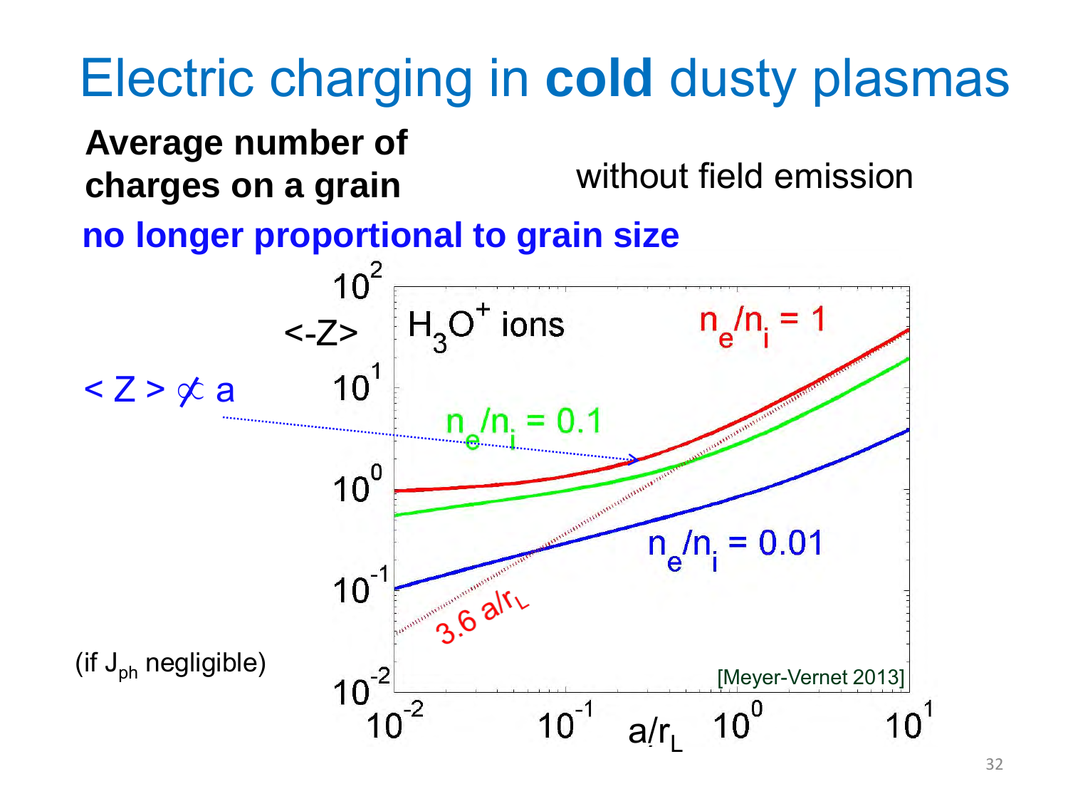# Electric charging in **cold** dusty plasmas

**Average number of charges on a grain** without field emission

**no longer proportional to grain size**

$< Z > \not\propto a$

(if $J_{ph}$ negligible)

$\langle -Z \rangle$

$H_3O^+$ ions

$n_e/n_i = 1$

$n_e/n_i = 0.1$

$n_e/n_i = 0.01$

$3.6\, a/r_L$

$a/r_L$

[Meyer-Vernet 2013]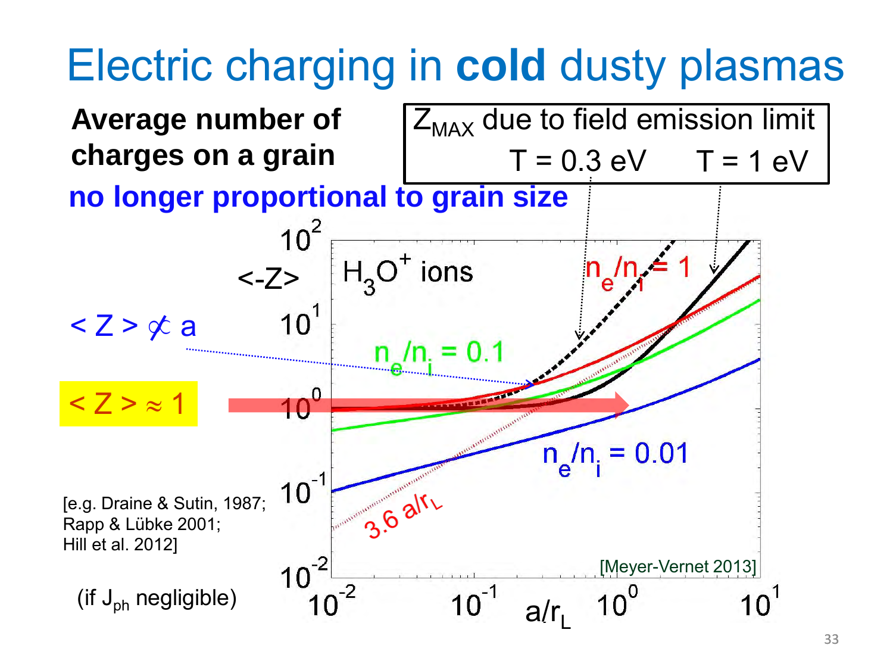# Electric charging in **cold** dusty plasmas

**Average number of charges on a grain**

**no longer proportional to grain size**

$Z_{MAX}$ due to field emission limit

T = 0.3 eV    T = 1 eV

$< Z > \not\propto a$

$< Z > \approx 1$

$<\text{-}Z>$

$H_3O^+$ ions

$n_e/n_i = 1$

$n_e/n_i = 0.1$

$n_e/n_i = 0.01$

$3.6\ a/r_L$

$a/r_L$

[Meyer-Vernet 2013]

[e.g. Draine & Sutin, 1987; Rapp & Lübke 2001; Hill et al. 2012]

(if $J_{ph}$ negligible)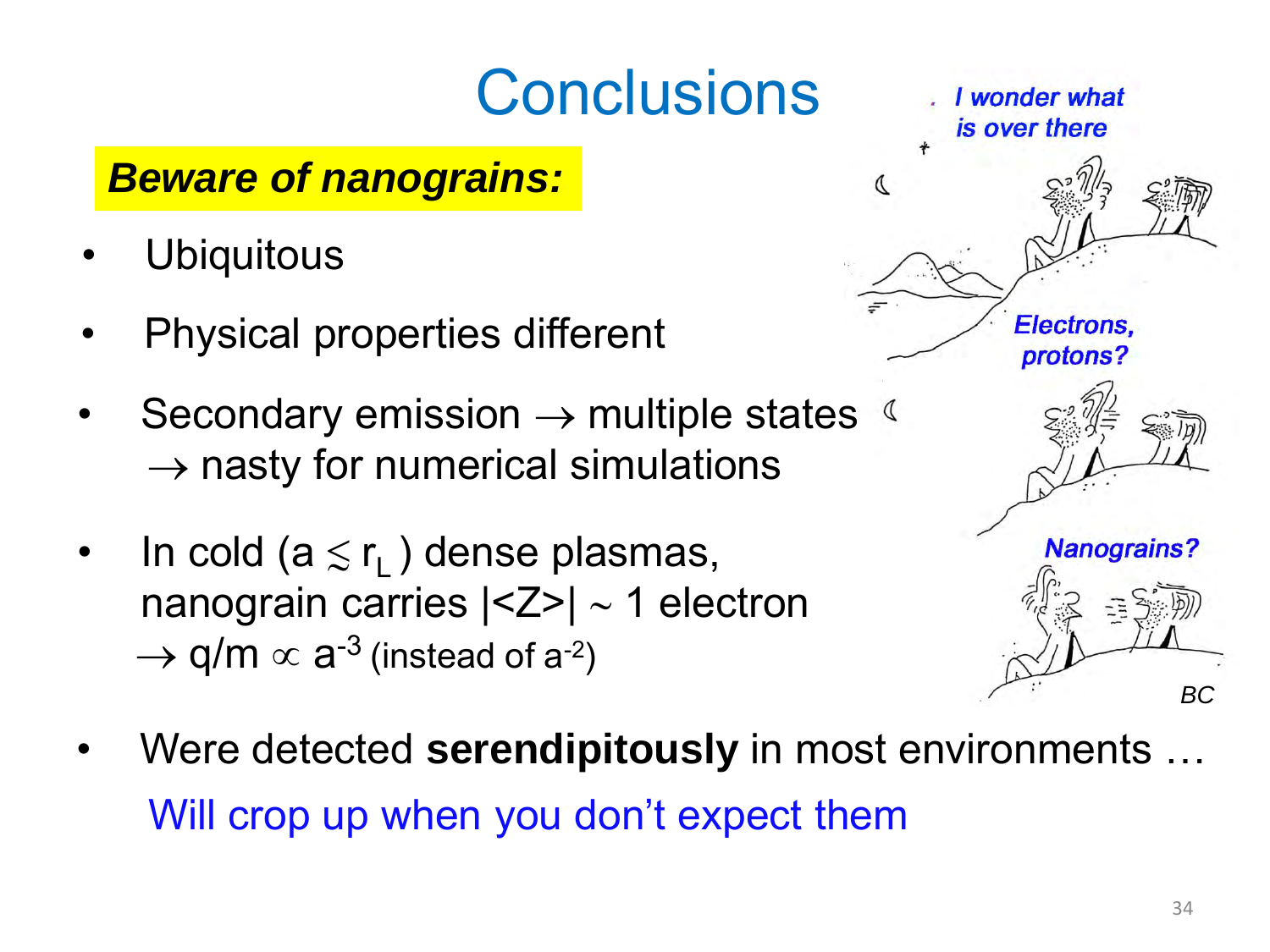# Conclusions

***Beware of nanograins:***

- Ubiquitous
- Physical properties different
- Secondary emission $\rightarrow$ multiple states $\rightarrow$ nasty for numerical simulations
- In cold ($a \lesssim r_L$) dense plasmas, nanograin carries $|\langle Z \rangle| \sim 1$ electron $\rightarrow q/m \propto a^{-3}$ (instead of $a^{-2}$)
- Were detected **serendipitously** in most environments …
  Will crop up when you don't expect them